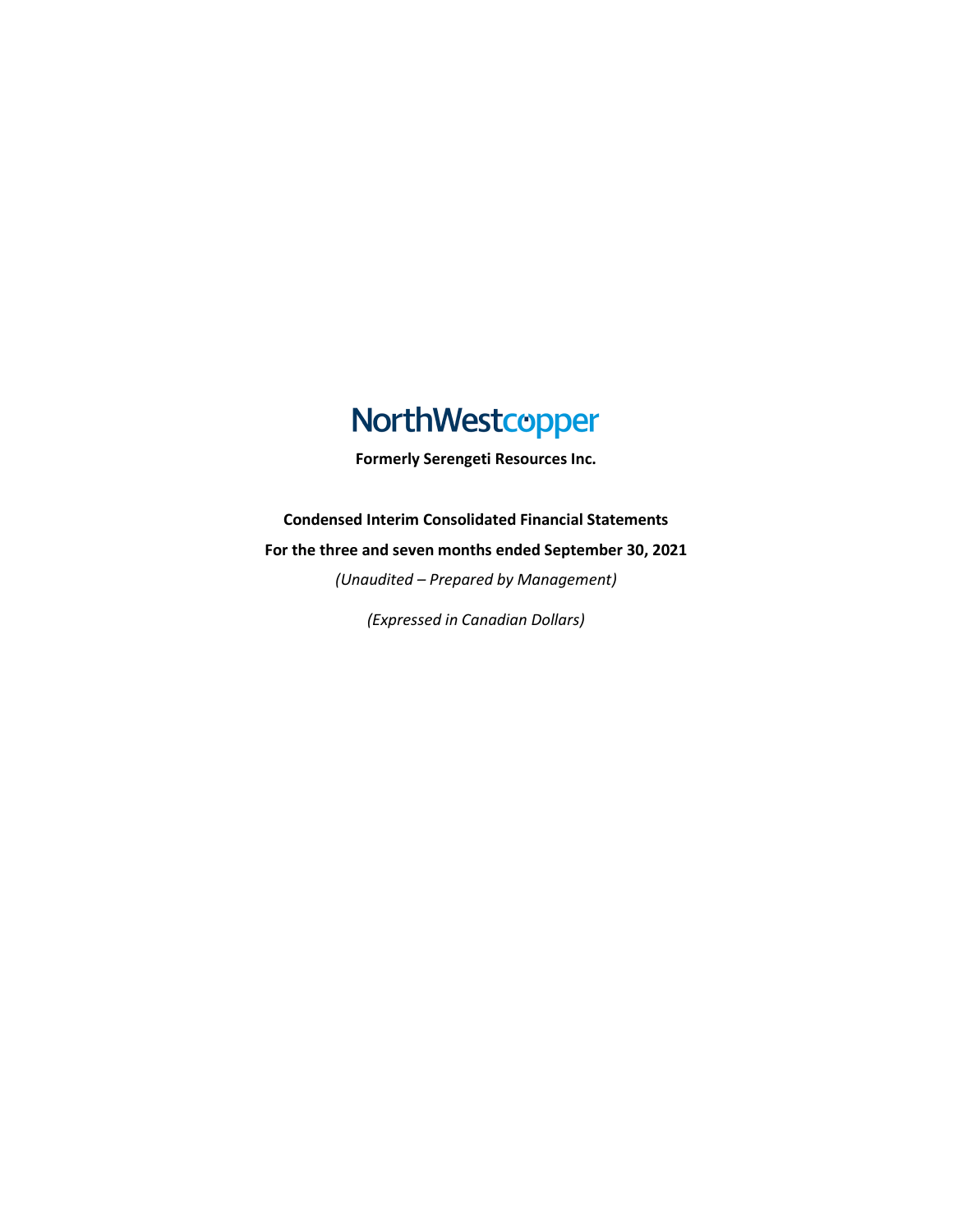# NorthWestcopper

**Formerly Serengeti Resources Inc.**

**Condensed Interim Consolidated Financial Statements**

**For the three and seven months ended September 30, 2021**

*(Unaudited – Prepared by Management)*

*(Expressed in Canadian Dollars)*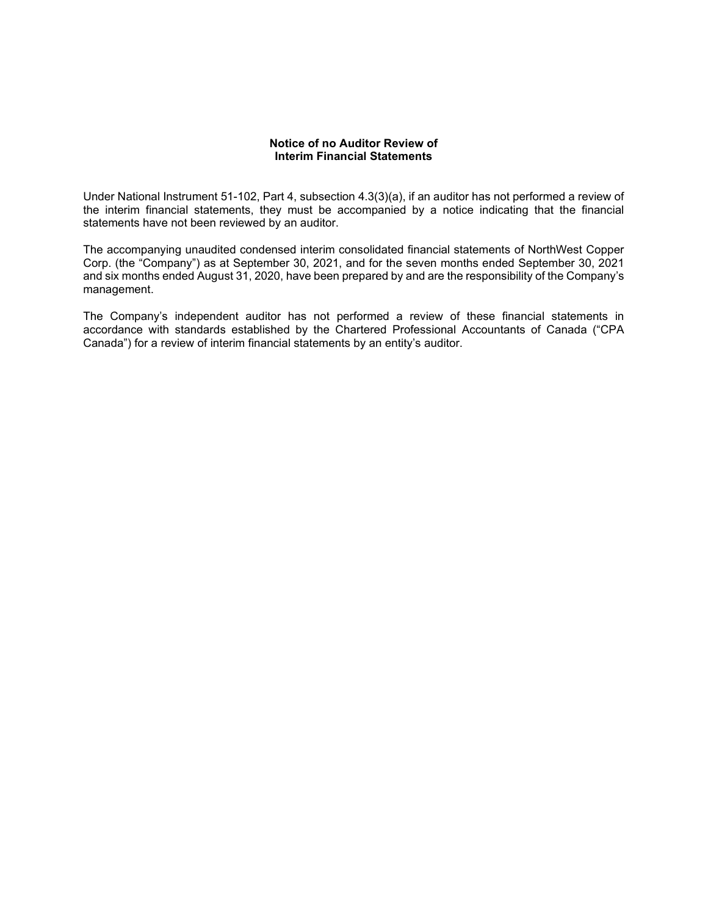**Notice of no Auditor Review of**
**Interim Financial Statements**

Under National Instrument 51-102, Part 4, subsection 4.3(3)(a), if an auditor has not performed a review of the interim financial statements, they must be accompanied by a notice indicating that the financial statements have not been reviewed by an auditor.

The accompanying unaudited condensed interim consolidated financial statements of NorthWest Copper Corp. (the "Company") as at September 30, 2021, and for the seven months ended September 30, 2021 and six months ended August 31, 2020, have been prepared by and are the responsibility of the Company's management.

The Company's independent auditor has not performed a review of these financial statements in accordance with standards established by the Chartered Professional Accountants of Canada ("CPA Canada") for a review of interim financial statements by an entity's auditor.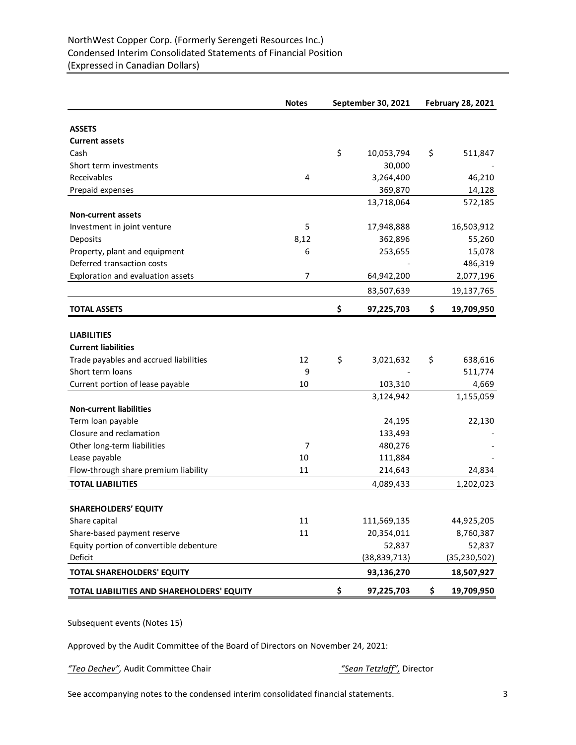NorthWest Copper Corp. (Formerly Serengeti Resources Inc.)
Condensed Interim Consolidated Statements of Financial Position
(Expressed in Canadian Dollars)

| | Notes | September 30, 2021 | February 28, 2021 |
|---|---|---|---|
| **ASSETS** | | | |
| **Current assets** | | | |
| Cash | | $ 10,053,794 | $ 511,847 |
| Short term investments | | 30,000 | - |
| Receivables | 4 | 3,264,400 | 46,210 |
| Prepaid expenses | | 369,870 | 14,128 |
| | | 13,718,064 | 572,185 |
| **Non-current assets** | | | |
| Investment in joint venture | 5 | 17,948,888 | 16,503,912 |
| Deposits | 8,12 | 362,896 | 55,260 |
| Property, plant and equipment | 6 | 253,655 | 15,078 |
| Deferred transaction costs | | - | 486,319 |
| Exploration and evaluation assets | 7 | 64,942,200 | 2,077,196 |
| | | 83,507,639 | 19,137,765 |
| **TOTAL ASSETS** | | **$ 97,225,703** | **$ 19,709,950** |
| **LIABILITIES** | | | |
| **Current liabilities** | | | |
| Trade payables and accrued liabilities | 12 | $ 3,021,632 | $ 638,616 |
| Short term loans | 9 | - | 511,774 |
| Current portion of lease payable | 10 | 103,310 | 4,669 |
| | | 3,124,942 | 1,155,059 |
| **Non-current liabilities** | | | |
| Term loan payable | | 24,195 | 22,130 |
| Closure and reclamation | | 133,493 | - |
| Other long-term liabilities | 7 | 480,276 | - |
| Lease payable | 10 | 111,884 | - |
| Flow-through share premium liability | 11 | 214,643 | 24,834 |
| **TOTAL LIABILITIES** | | 4,089,433 | 1,202,023 |
| **SHAREHOLDERS' EQUITY** | | | |
| Share capital | 11 | 111,569,135 | 44,925,205 |
| Share-based payment reserve | 11 | 20,354,011 | 8,760,387 |
| Equity portion of convertible debenture | | 52,837 | 52,837 |
| Deficit | | (38,839,713) | (35,230,502) |
| **TOTAL SHAREHOLDERS' EQUITY** | | **93,136,270** | **18,507,927** |
| **TOTAL LIABILITIES AND SHAREHOLDERS' EQUITY** | | **$ 97,225,703** | **$ 19,709,950** |

Subsequent events (Notes 15)

Approved by the Audit Committee of the Board of Directors on November 24, 2021:

*"Teo Dechev"*, Audit Committee Chair | *"Sean Tetzlaff"*, Director

See accompanying notes to the condensed interim consolidated financial statements.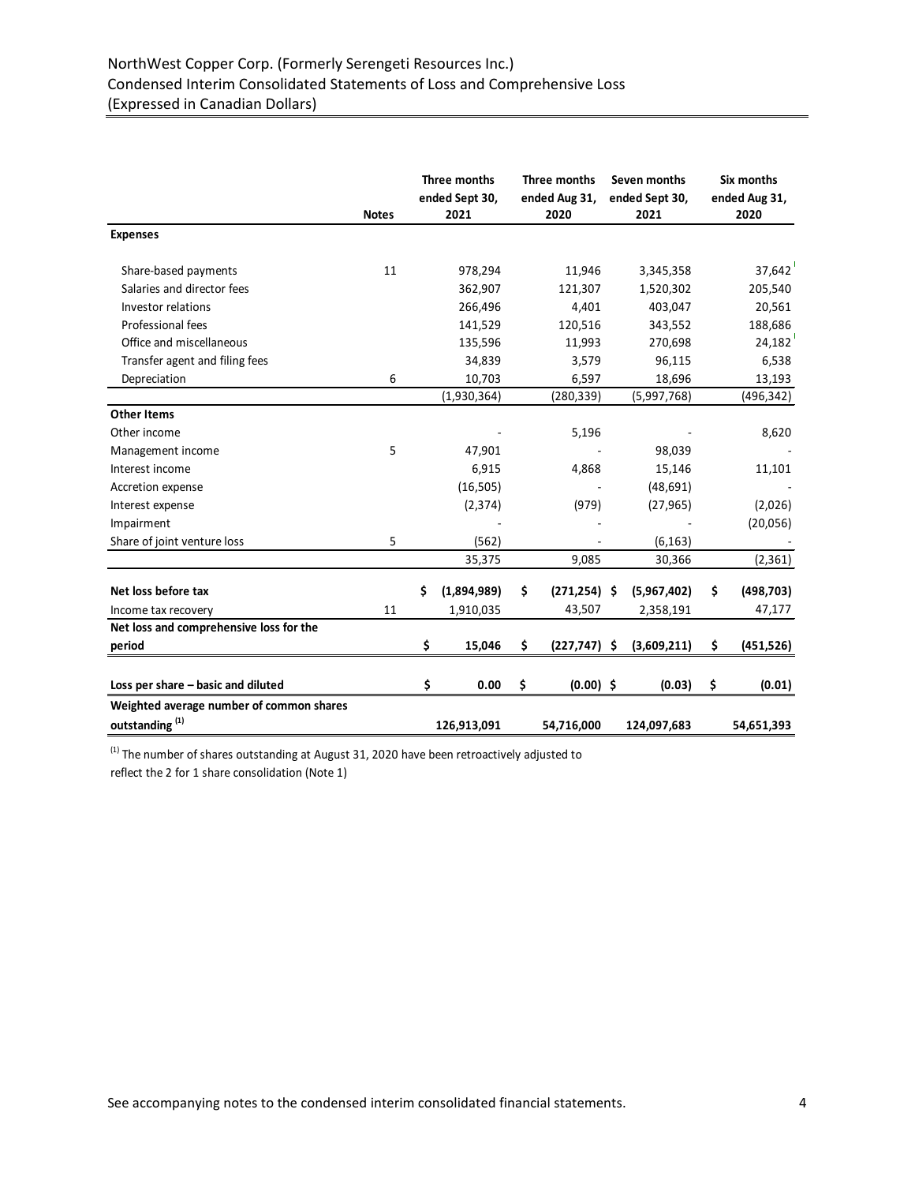NorthWest Copper Corp. (Formerly Serengeti Resources Inc.)
Condensed Interim Consolidated Statements of Loss and Comprehensive Loss
(Expressed in Canadian Dollars)

| | Notes | Three months ended Sept 30, 2021 | Three months ended Aug 31, 2020 | Seven months ended Sept 30, 2021 | Six months ended Aug 31, 2020 |
|---|---|---|---|---|---|
| **Expenses** | | | | | |
| Share-based payments | 11 | 978,294 | 11,946 | 3,345,358 | 37,642 |
| Salaries and director fees | | 362,907 | 121,307 | 1,520,302 | 205,540 |
| Investor relations | | 266,496 | 4,401 | 403,047 | 20,561 |
| Professional fees | | 141,529 | 120,516 | 343,552 | 188,686 |
| Office and miscellaneous | | 135,596 | 11,993 | 270,698 | 24,182 |
| Transfer agent and filing fees | | 34,839 | 3,579 | 96,115 | 6,538 |
| Depreciation | 6 | 10,703 | 6,597 | 18,696 | 13,193 |
| | | (1,930,364) | (280,339) | (5,997,768) | (496,342) |
| **Other Items** | | | | | |
| Other income | | - | 5,196 | - | 8,620 |
| Management income | 5 | 47,901 | - | 98,039 | - |
| Interest income | | 6,915 | 4,868 | 15,146 | 11,101 |
| Accretion expense | | (16,505) | - | (48,691) | - |
| Interest expense | | (2,374) | (979) | (27,965) | (2,026) |
| Impairment | | - | - | - | (20,056) |
| Share of joint venture loss | 5 | (562) | - | (6,163) | - |
| | | 35,375 | 9,085 | 30,366 | (2,361) |
| **Net loss before tax** | | **$ (1,894,989)** | **$ (271,254)** | **$ (5,967,402)** | **$ (498,703)** |
| Income tax recovery | 11 | 1,910,035 | 43,507 | 2,358,191 | 47,177 |
| **Net loss and comprehensive loss for the period** | | **$ 15,046** | **$ (227,747)** | **$ (3,609,211)** | **$ (451,526)** |
| **Loss per share – basic and diluted** | | **$ 0.00** | **$ (0.00)** | **$ (0.03)** | **$ (0.01)** |
| **Weighted average number of common shares outstanding [(1)]** | | **126,913,091** | **54,716,000** | **124,097,683** | **54,651,393** |

[(1)] The number of shares outstanding at August 31, 2020 have been retroactively adjusted to reflect the 2 for 1 share consolidation (Note 1)

See accompanying notes to the condensed interim consolidated financial statements.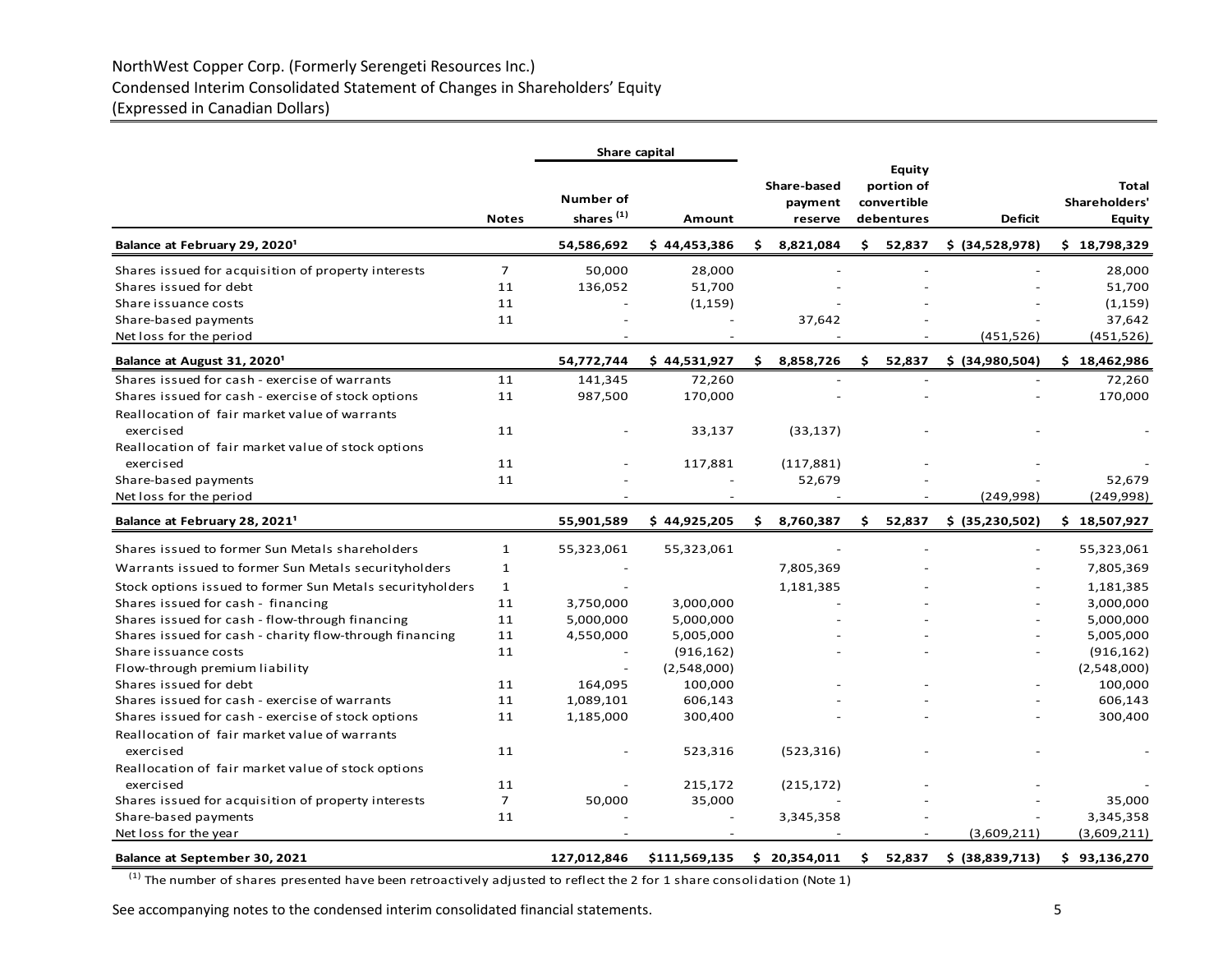NorthWest Copper Corp. (Formerly Serengeti Resources Inc.)
Condensed Interim Consolidated Statement of Changes in Shareholders' Equity
(Expressed in Canadian Dollars)

| | Notes | Share capital | | Share-based payment reserve | Equity portion of convertible debentures | Deficit | Total Shareholders' Equity |
|---|---|---|---|---|---|---|---|
| | | Number of shares [(1)] | Amount | | | | |
| **Balance at February 29, 2020[1]** | | **54,586,692** | **$ 44,453,386** | **$ 8,821,084** | **$ 52,837** | **$ (34,528,978)** | **$ 18,798,329** |
| Shares issued for acquisition of property interests | 7 | 50,000 | 28,000 | - | - | - | 28,000 |
| Shares issued for debt | 11 | 136,052 | 51,700 | - | - | - | 51,700 |
| Share issuance costs | 11 | - | (1,159) | - | - | - | (1,159) |
| Share-based payments | 11 | - | - | 37,642 | - | - | 37,642 |
| Net loss for the period | | - | - | - | - | (451,526) | (451,526) |
| **Balance at August 31, 2020[1]** | | **54,772,744** | **$ 44,531,927** | **$ 8,858,726** | **$ 52,837** | **$ (34,980,504)** | **$ 18,462,986** |
| Shares issued for cash - exercise of warrants | 11 | 141,345 | 72,260 | - | - | - | 72,260 |
| Shares issued for cash - exercise of stock options | 11 | 987,500 | 170,000 | - | - | - | 170,000 |
| Reallocation of fair market value of warrants exercised | 11 | - | 33,137 | (33,137) | - | - | - |
| Reallocation of fair market value of stock options exercised | 11 | - | 117,881 | (117,881) | - | - | - |
| Share-based payments | 11 | - | - | 52,679 | - | - | 52,679 |
| Net loss for the period | | - | - | - | - | (249,998) | (249,998) |
| **Balance at February 28, 2021[1]** | | **55,901,589** | **$ 44,925,205** | **$ 8,760,387** | **$ 52,837** | **$ (35,230,502)** | **$ 18,507,927** |
| Shares issued to former Sun Metals shareholders | 1 | 55,323,061 | 55,323,061 | - | - | - | 55,323,061 |
| Warrants issued to former Sun Metals securityholders | 1 | - | | 7,805,369 | - | - | 7,805,369 |
| Stock options issued to former Sun Metals securityholders | 1 | - | | 1,181,385 | - | - | 1,181,385 |
| Shares issued for cash - financing | 11 | 3,750,000 | 3,000,000 | - | - | - | 3,000,000 |
| Shares issued for cash - flow-through financing | 11 | 5,000,000 | 5,000,000 | - | - | - | 5,000,000 |
| Shares issued for cash - charity flow-through financing | 11 | 4,550,000 | 5,005,000 | - | - | - | 5,005,000 |
| Share issuance costs | 11 | - | (916,162) | - | - | - | (916,162) |
| Flow-through premium liability | | - | (2,548,000) | | | | (2,548,000) |
| Shares issued for debt | 11 | 164,095 | 100,000 | - | - | - | 100,000 |
| Shares issued for cash - exercise of warrants | 11 | 1,089,101 | 606,143 | - | - | - | 606,143 |
| Shares issued for cash - exercise of stock options | 11 | 1,185,000 | 300,400 | - | - | - | 300,400 |
| Reallocation of fair market value of warrants exercised | 11 | - | 523,316 | (523,316) | - | - | - |
| Reallocation of fair market value of stock options exercised | 11 | - | 215,172 | (215,172) | - | - | - |
| Shares issued for acquisition of property interests | 7 | 50,000 | 35,000 | - | - | - | 35,000 |
| Share-based payments | 11 | - | - | 3,345,358 | - | - | 3,345,358 |
| Net loss for the year | | - | - | - | - | (3,609,211) | (3,609,211) |
| **Balance at September 30, 2021** | | **127,012,846** | **$111,569,135** | **$ 20,354,011** | **$ 52,837** | **$ (38,839,713)** | **$ 93,136,270** |

[(1)] The number of shares presented have been retroactively adjusted to reflect the 2 for 1 share consolidation (Note 1)

See accompanying notes to the condensed interim consolidated financial statements.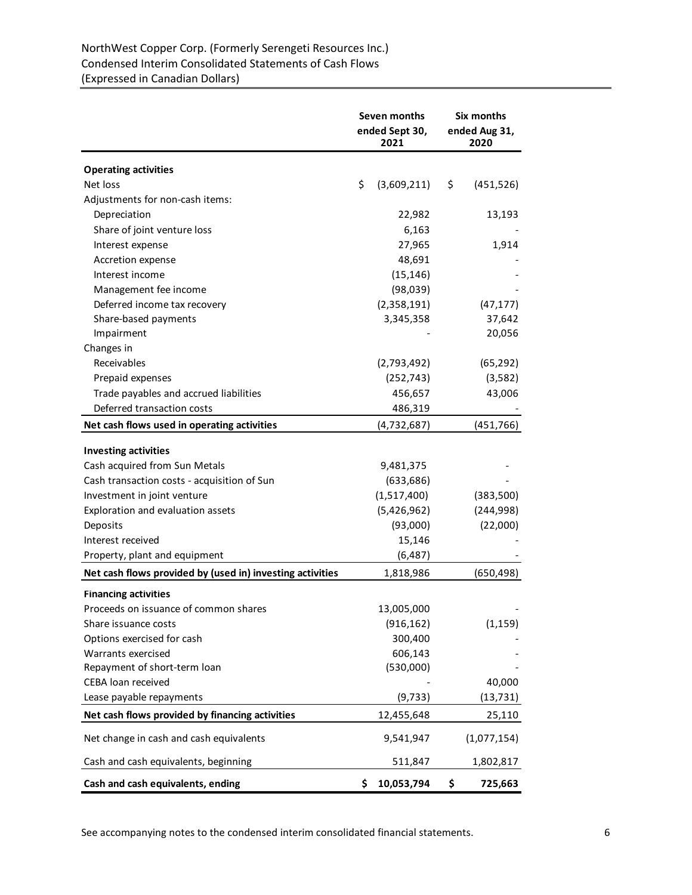NorthWest Copper Corp. (Formerly Serengeti Resources Inc.)
Condensed Interim Consolidated Statements of Cash Flows
(Expressed in Canadian Dollars)

| | Seven months ended Sept 30, 2021 | Six months ended Aug 31, 2020 |
|---|---|---|
| **Operating activities** | | |
| Net loss | $ (3,609,211) | $ (451,526) |
| Adjustments for non-cash items: | | |
| Depreciation | 22,982 | 13,193 |
| Share of joint venture loss | 6,163 | - |
| Interest expense | 27,965 | 1,914 |
| Accretion expense | 48,691 | - |
| Interest income | (15,146) | - |
| Management fee income | (98,039) | - |
| Deferred income tax recovery | (2,358,191) | (47,177) |
| Share-based payments | 3,345,358 | 37,642 |
| Impairment | - | 20,056 |
| Changes in | | |
| Receivables | (2,793,492) | (65,292) |
| Prepaid expenses | (252,743) | (3,582) |
| Trade payables and accrued liabilities | 456,657 | 43,006 |
| Deferred transaction costs | 486,319 | - |
| **Net cash flows used in operating activities** | (4,732,687) | (451,766) |
| **Investing activities** | | |
| Cash acquired from Sun Metals | 9,481,375 | - |
| Cash transaction costs - acquisition of Sun | (633,686) | - |
| Investment in joint venture | (1,517,400) | (383,500) |
| Exploration and evaluation assets | (5,426,962) | (244,998) |
| Deposits | (93,000) | (22,000) |
| Interest received | 15,146 | - |
| Property, plant and equipment | (6,487) | - |
| **Net cash flows provided by (used in) investing activities** | 1,818,986 | (650,498) |
| **Financing activities** | | |
| Proceeds on issuance of common shares | 13,005,000 | - |
| Share issuance costs | (916,162) | (1,159) |
| Options exercised for cash | 300,400 | - |
| Warrants exercised | 606,143 | - |
| Repayment of short-term loan | (530,000) | - |
| CEBA loan received | - | 40,000 |
| Lease payable repayments | (9,733) | (13,731) |
| **Net cash flows provided by financing activities** | 12,455,648 | 25,110 |
| Net change in cash and cash equivalents | 9,541,947 | (1,077,154) |
| Cash and cash equivalents, beginning | 511,847 | 1,802,817 |
| **Cash and cash equivalents, ending** | **$ 10,053,794** | **$ 725,663** |

See accompanying notes to the condensed interim consolidated financial statements.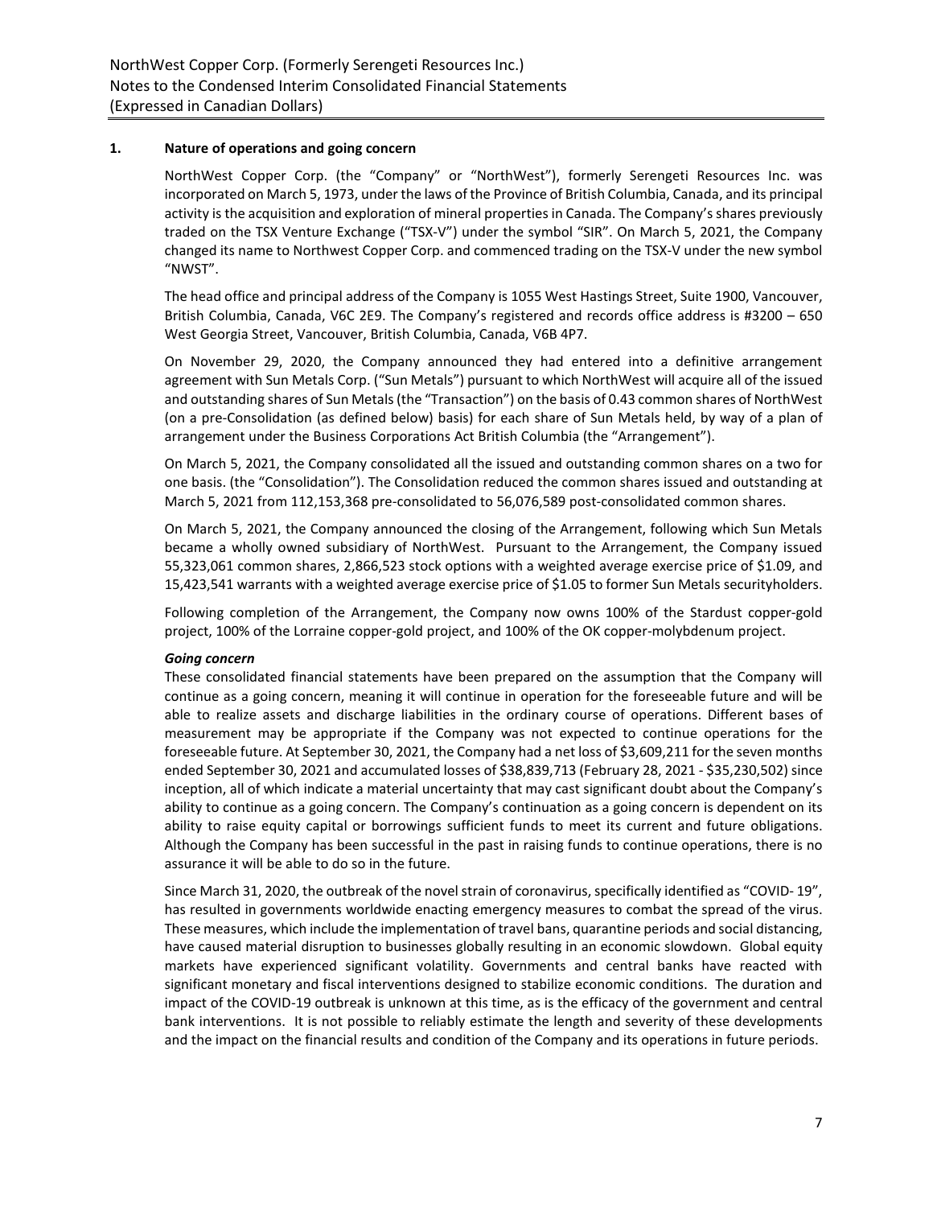## 1. Nature of operations and going concern

NorthWest Copper Corp. (the "Company" or "NorthWest"), formerly Serengeti Resources Inc. was incorporated on March 5, 1973, under the laws of the Province of British Columbia, Canada, and its principal activity is the acquisition and exploration of mineral properties in Canada. The Company's shares previously traded on the TSX Venture Exchange ("TSX-V") under the symbol "SIR". On March 5, 2021, the Company changed its name to Northwest Copper Corp. and commenced trading on the TSX-V under the new symbol "NWST".

The head office and principal address of the Company is 1055 West Hastings Street, Suite 1900, Vancouver, British Columbia, Canada, V6C 2E9. The Company's registered and records office address is #3200 – 650 West Georgia Street, Vancouver, British Columbia, Canada, V6B 4P7.

On November 29, 2020, the Company announced they had entered into a definitive arrangement agreement with Sun Metals Corp. ("Sun Metals") pursuant to which NorthWest will acquire all of the issued and outstanding shares of Sun Metals (the "Transaction") on the basis of 0.43 common shares of NorthWest (on a pre-Consolidation (as defined below) basis) for each share of Sun Metals held, by way of a plan of arrangement under the Business Corporations Act British Columbia (the "Arrangement").

On March 5, 2021, the Company consolidated all the issued and outstanding common shares on a two for one basis. (the "Consolidation"). The Consolidation reduced the common shares issued and outstanding at March 5, 2021 from 112,153,368 pre-consolidated to 56,076,589 post-consolidated common shares.

On March 5, 2021, the Company announced the closing of the Arrangement, following which Sun Metals became a wholly owned subsidiary of NorthWest. Pursuant to the Arrangement, the Company issued 55,323,061 common shares, 2,866,523 stock options with a weighted average exercise price of $1.09, and 15,423,541 warrants with a weighted average exercise price of $1.05 to former Sun Metals securityholders.

Following completion of the Arrangement, the Company now owns 100% of the Stardust copper-gold project, 100% of the Lorraine copper-gold project, and 100% of the OK copper-molybdenum project.

### *Going concern*

These consolidated financial statements have been prepared on the assumption that the Company will continue as a going concern, meaning it will continue in operation for the foreseeable future and will be able to realize assets and discharge liabilities in the ordinary course of operations. Different bases of measurement may be appropriate if the Company was not expected to continue operations for the foreseeable future. At September 30, 2021, the Company had a net loss of $3,609,211 for the seven months ended September 30, 2021 and accumulated losses of $38,839,713 (February 28, 2021 - $35,230,502) since inception, all of which indicate a material uncertainty that may cast significant doubt about the Company's ability to continue as a going concern. The Company's continuation as a going concern is dependent on its ability to raise equity capital or borrowings sufficient funds to meet its current and future obligations. Although the Company has been successful in the past in raising funds to continue operations, there is no assurance it will be able to do so in the future.

Since March 31, 2020, the outbreak of the novel strain of coronavirus, specifically identified as "COVID- 19", has resulted in governments worldwide enacting emergency measures to combat the spread of the virus. These measures, which include the implementation of travel bans, quarantine periods and social distancing, have caused material disruption to businesses globally resulting in an economic slowdown. Global equity markets have experienced significant volatility. Governments and central banks have reacted with significant monetary and fiscal interventions designed to stabilize economic conditions. The duration and impact of the COVID-19 outbreak is unknown at this time, as is the efficacy of the government and central bank interventions. It is not possible to reliably estimate the length and severity of these developments and the impact on the financial results and condition of the Company and its operations in future periods.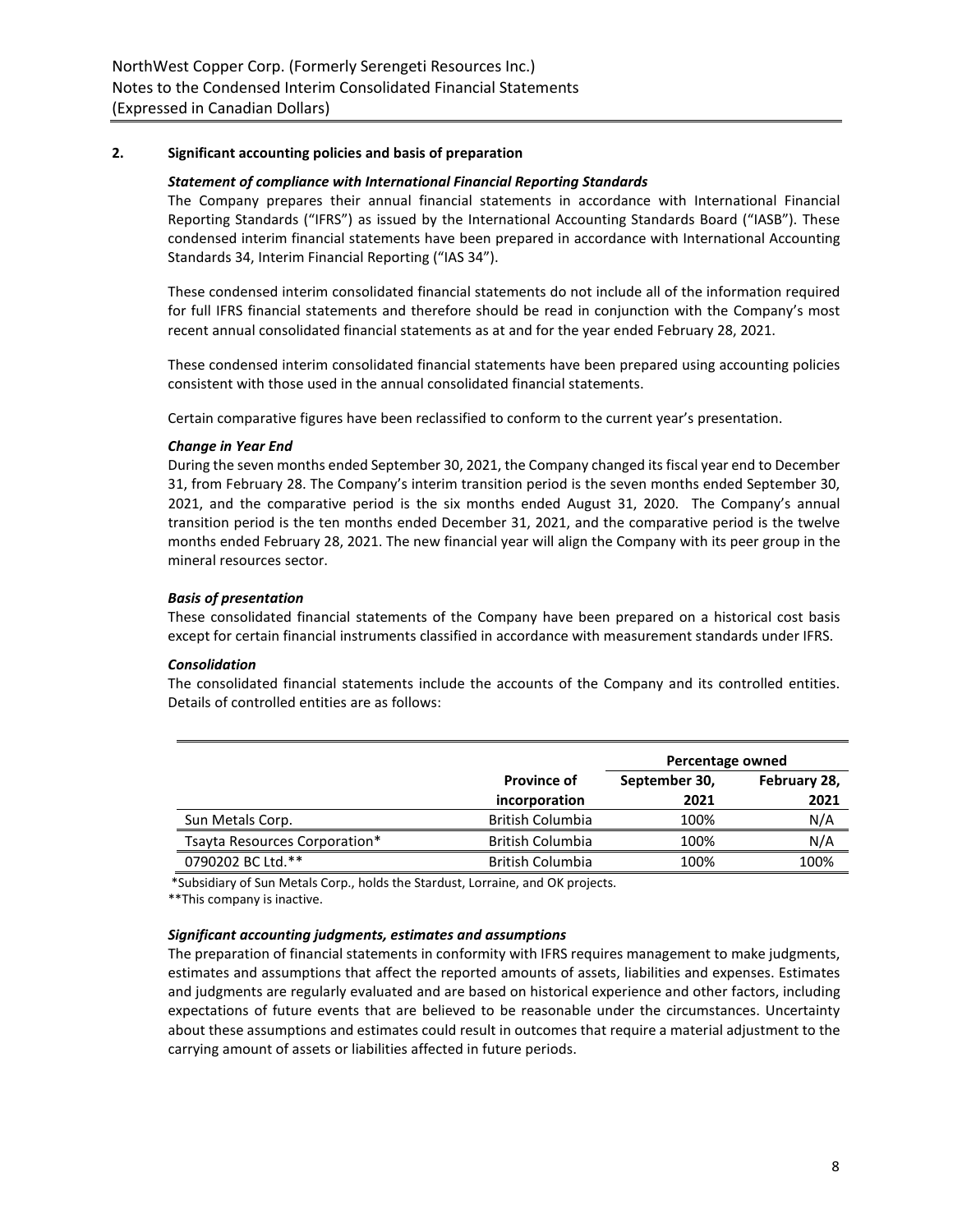## 2. Significant accounting policies and basis of preparation

### *Statement of compliance with International Financial Reporting Standards*

The Company prepares their annual financial statements in accordance with International Financial Reporting Standards ("IFRS") as issued by the International Accounting Standards Board ("IASB"). These condensed interim financial statements have been prepared in accordance with International Accounting Standards 34, Interim Financial Reporting ("IAS 34").

These condensed interim consolidated financial statements do not include all of the information required for full IFRS financial statements and therefore should be read in conjunction with the Company's most recent annual consolidated financial statements as at and for the year ended February 28, 2021.

These condensed interim consolidated financial statements have been prepared using accounting policies consistent with those used in the annual consolidated financial statements.

Certain comparative figures have been reclassified to conform to the current year's presentation.

### *Change in Year End*

During the seven months ended September 30, 2021, the Company changed its fiscal year end to December 31, from February 28. The Company's interim transition period is the seven months ended September 30, 2021, and the comparative period is the six months ended August 31, 2020. The Company's annual transition period is the ten months ended December 31, 2021, and the comparative period is the twelve months ended February 28, 2021. The new financial year will align the Company with its peer group in the mineral resources sector.

### *Basis of presentation*

These consolidated financial statements of the Company have been prepared on a historical cost basis except for certain financial instruments classified in accordance with measurement standards under IFRS.

### *Consolidation*

The consolidated financial statements include the accounts of the Company and its controlled entities. Details of controlled entities are as follows:

| | | Percentage owned | |
|---|---|---|---|
| | Province of incorporation | September 30, 2021 | February 28, 2021 |
| Sun Metals Corp. | British Columbia | 100% | N/A |
| Tsayta Resources Corporation* | British Columbia | 100% | N/A |
| 0790202 BC Ltd.** | British Columbia | 100% | 100% |

*Subsidiary of Sun Metals Corp., holds the Stardust, Lorraine, and OK projects.

**This company is inactive.

### *Significant accounting judgments, estimates and assumptions*

The preparation of financial statements in conformity with IFRS requires management to make judgments, estimates and assumptions that affect the reported amounts of assets, liabilities and expenses. Estimates and judgments are regularly evaluated and are based on historical experience and other factors, including expectations of future events that are believed to be reasonable under the circumstances. Uncertainty about these assumptions and estimates could result in outcomes that require a material adjustment to the carrying amount of assets or liabilities affected in future periods.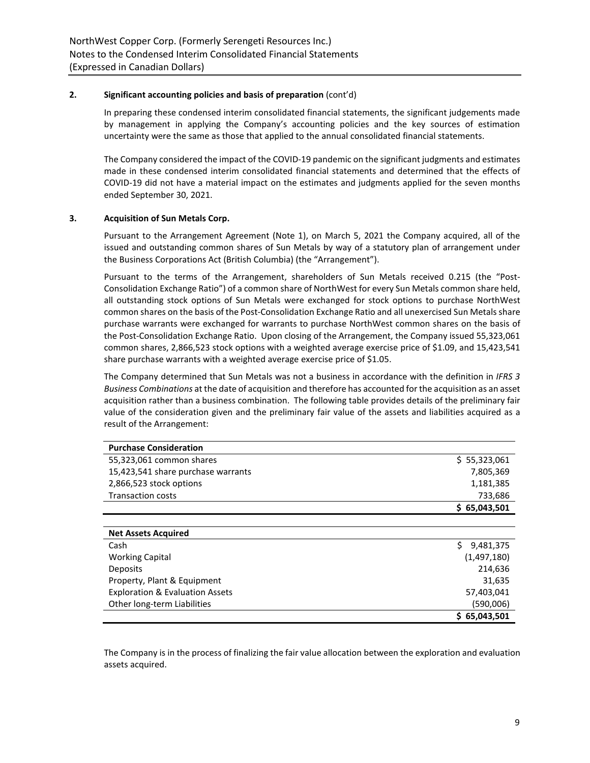## 2. Significant accounting policies and basis of preparation (cont'd)

In preparing these condensed interim consolidated financial statements, the significant judgements made by management in applying the Company's accounting policies and the key sources of estimation uncertainty were the same as those that applied to the annual consolidated financial statements.

The Company considered the impact of the COVID-19 pandemic on the significant judgments and estimates made in these condensed interim consolidated financial statements and determined that the effects of COVID-19 did not have a material impact on the estimates and judgments applied for the seven months ended September 30, 2021.

## 3. Acquisition of Sun Metals Corp.

Pursuant to the Arrangement Agreement (Note 1), on March 5, 2021 the Company acquired, all of the issued and outstanding common shares of Sun Metals by way of a statutory plan of arrangement under the Business Corporations Act (British Columbia) (the "Arrangement").

Pursuant to the terms of the Arrangement, shareholders of Sun Metals received 0.215 (the "Post-Consolidation Exchange Ratio") of a common share of NorthWest for every Sun Metals common share held, all outstanding stock options of Sun Metals were exchanged for stock options to purchase NorthWest common shares on the basis of the Post-Consolidation Exchange Ratio and all unexercised Sun Metals share purchase warrants were exchanged for warrants to purchase NorthWest common shares on the basis of the Post-Consolidation Exchange Ratio. Upon closing of the Arrangement, the Company issued 55,323,061 common shares, 2,866,523 stock options with a weighted average exercise price of $1.09, and 15,423,541 share purchase warrants with a weighted average exercise price of $1.05.

The Company determined that Sun Metals was not a business in accordance with the definition in *IFRS 3 Business Combinations* at the date of acquisition and therefore has accounted for the acquisition as an asset acquisition rather than a business combination. The following table provides details of the preliminary fair value of the consideration given and the preliminary fair value of the assets and liabilities acquired as a result of the Arrangement:

| **Purchase Consideration** | |
|---|---|
| 55,323,061 common shares | $ 55,323,061 |
| 15,423,541 share purchase warrants | 7,805,369 |
| 2,866,523 stock options | 1,181,385 |
| Transaction costs | 733,686 |
| | **$ 65,043,501** |

| **Net Assets Acquired** | |
|---|---|
| Cash | $ 9,481,375 |
| Working Capital | (1,497,180) |
| Deposits | 214,636 |
| Property, Plant & Equipment | 31,635 |
| Exploration & Evaluation Assets | 57,403,041 |
| Other long-term Liabilities | (590,006) |
| | **$ 65,043,501** |

The Company is in the process of finalizing the fair value allocation between the exploration and evaluation assets acquired.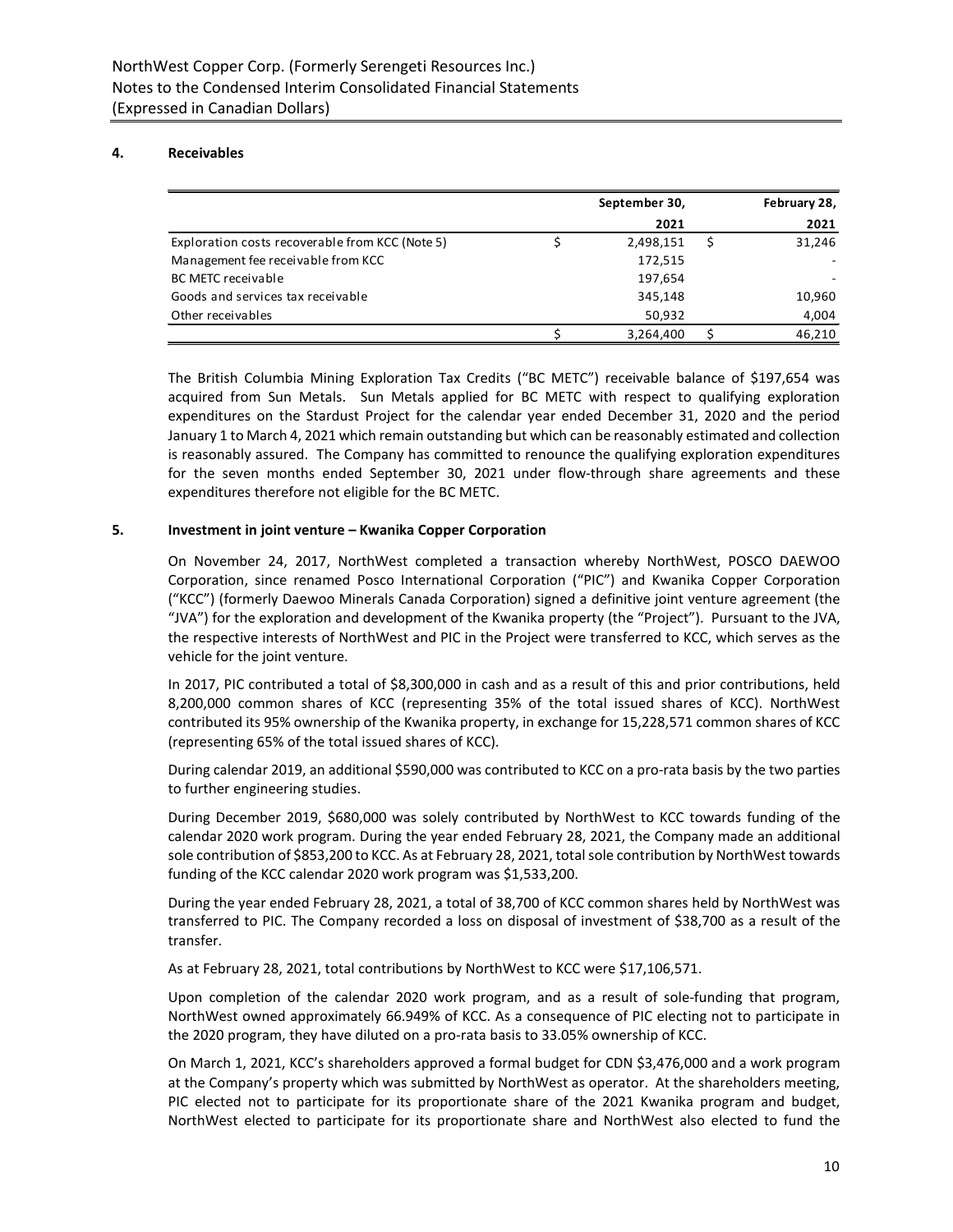## 4. Receivables

| | September 30, 2021 | February 28, 2021 |
|---|---|---|
| Exploration costs recoverable from KCC (Note 5) | $ 2,498,151 | $ 31,246 |
| Management fee receivable from KCC | 172,515 | - |
| BC METC receivable | 197,654 | - |
| Goods and services tax receivable | 345,148 | 10,960 |
| Other receivables | 50,932 | 4,004 |
| | $ 3,264,400 | $ 46,210 |

The British Columbia Mining Exploration Tax Credits ("BC METC") receivable balance of $197,654 was acquired from Sun Metals. Sun Metals applied for BC METC with respect to qualifying exploration expenditures on the Stardust Project for the calendar year ended December 31, 2020 and the period January 1 to March 4, 2021 which remain outstanding but which can be reasonably estimated and collection is reasonably assured. The Company has committed to renounce the qualifying exploration expenditures for the seven months ended September 30, 2021 under flow-through share agreements and these expenditures therefore not eligible for the BC METC.

## 5. Investment in joint venture – Kwanika Copper Corporation

On November 24, 2017, NorthWest completed a transaction whereby NorthWest, POSCO DAEWOO Corporation, since renamed Posco International Corporation ("PIC") and Kwanika Copper Corporation ("KCC") (formerly Daewoo Minerals Canada Corporation) signed a definitive joint venture agreement (the "JVA") for the exploration and development of the Kwanika property (the "Project"). Pursuant to the JVA, the respective interests of NorthWest and PIC in the Project were transferred to KCC, which serves as the vehicle for the joint venture.

In 2017, PIC contributed a total of $8,300,000 in cash and as a result of this and prior contributions, held 8,200,000 common shares of KCC (representing 35% of the total issued shares of KCC). NorthWest contributed its 95% ownership of the Kwanika property, in exchange for 15,228,571 common shares of KCC (representing 65% of the total issued shares of KCC).

During calendar 2019, an additional $590,000 was contributed to KCC on a pro-rata basis by the two parties to further engineering studies.

During December 2019, $680,000 was solely contributed by NorthWest to KCC towards funding of the calendar 2020 work program. During the year ended February 28, 2021, the Company made an additional sole contribution of $853,200 to KCC. As at February 28, 2021, total sole contribution by NorthWest towards funding of the KCC calendar 2020 work program was $1,533,200.

During the year ended February 28, 2021, a total of 38,700 of KCC common shares held by NorthWest was transferred to PIC. The Company recorded a loss on disposal of investment of $38,700 as a result of the transfer.

As at February 28, 2021, total contributions by NorthWest to KCC were $17,106,571.

Upon completion of the calendar 2020 work program, and as a result of sole-funding that program, NorthWest owned approximately 66.949% of KCC. As a consequence of PIC electing not to participate in the 2020 program, they have diluted on a pro-rata basis to 33.05% ownership of KCC.

On March 1, 2021, KCC's shareholders approved a formal budget for CDN $3,476,000 and a work program at the Company's property which was submitted by NorthWest as operator. At the shareholders meeting, PIC elected not to participate for its proportionate share of the 2021 Kwanika program and budget, NorthWest elected to participate for its proportionate share and NorthWest also elected to fund the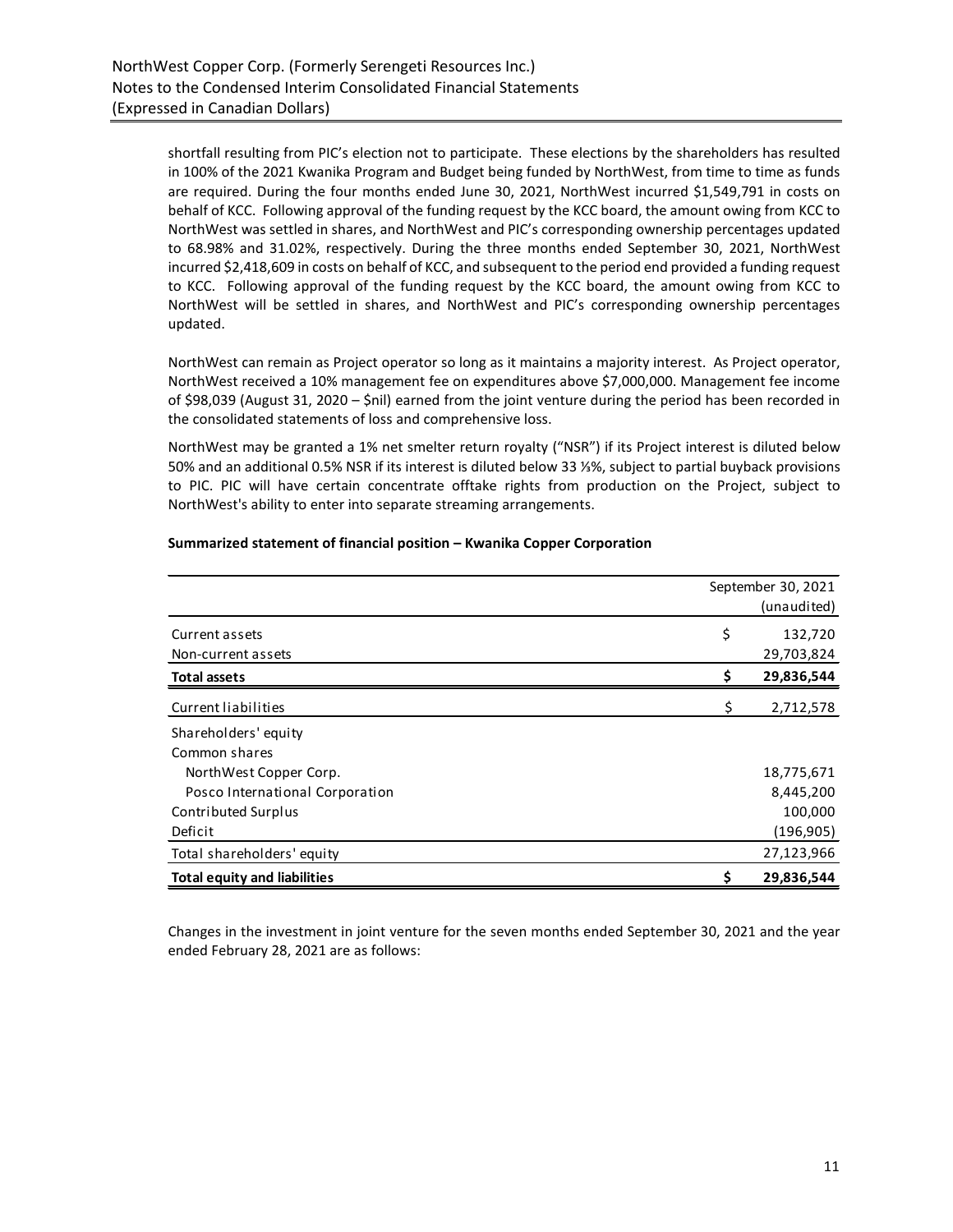shortfall resulting from PIC's election not to participate. These elections by the shareholders has resulted in 100% of the 2021 Kwanika Program and Budget being funded by NorthWest, from time to time as funds are required. During the four months ended June 30, 2021, NorthWest incurred $1,549,791 in costs on behalf of KCC. Following approval of the funding request by the KCC board, the amount owing from KCC to NorthWest was settled in shares, and NorthWest and PIC's corresponding ownership percentages updated to 68.98% and 31.02%, respectively. During the three months ended September 30, 2021, NorthWest incurred $2,418,609 in costs on behalf of KCC, and subsequent to the period end provided a funding request to KCC. Following approval of the funding request by the KCC board, the amount owing from KCC to NorthWest will be settled in shares, and NorthWest and PIC's corresponding ownership percentages updated.

NorthWest can remain as Project operator so long as it maintains a majority interest. As Project operator, NorthWest received a 10% management fee on expenditures above $7,000,000. Management fee income of $98,039 (August 31, 2020 – $nil) earned from the joint venture during the period has been recorded in the consolidated statements of loss and comprehensive loss.

NorthWest may be granted a 1% net smelter return royalty ("NSR") if its Project interest is diluted below 50% and an additional 0.5% NSR if its interest is diluted below 33 ⅓%, subject to partial buyback provisions to PIC. PIC will have certain concentrate offtake rights from production on the Project, subject to NorthWest's ability to enter into separate streaming arrangements.

**Summarized statement of financial position – Kwanika Copper Corporation**

| | September 30, 2021 (unaudited) |
|---|---|
| Current assets | $ 132,720 |
| Non-current assets | 29,703,824 |
| **Total assets** | **$ 29,836,544** |
| Current liabilities | $ 2,712,578 |
| Shareholders' equity | |
| Common shares | |
| NorthWest Copper Corp. | 18,775,671 |
| Posco International Corporation | 8,445,200 |
| Contributed Surplus | 100,000 |
| Deficit | (196,905) |
| Total shareholders' equity | 27,123,966 |
| **Total equity and liabilities** | **$ 29,836,544** |

Changes in the investment in joint venture for the seven months ended September 30, 2021 and the year ended February 28, 2021 are as follows: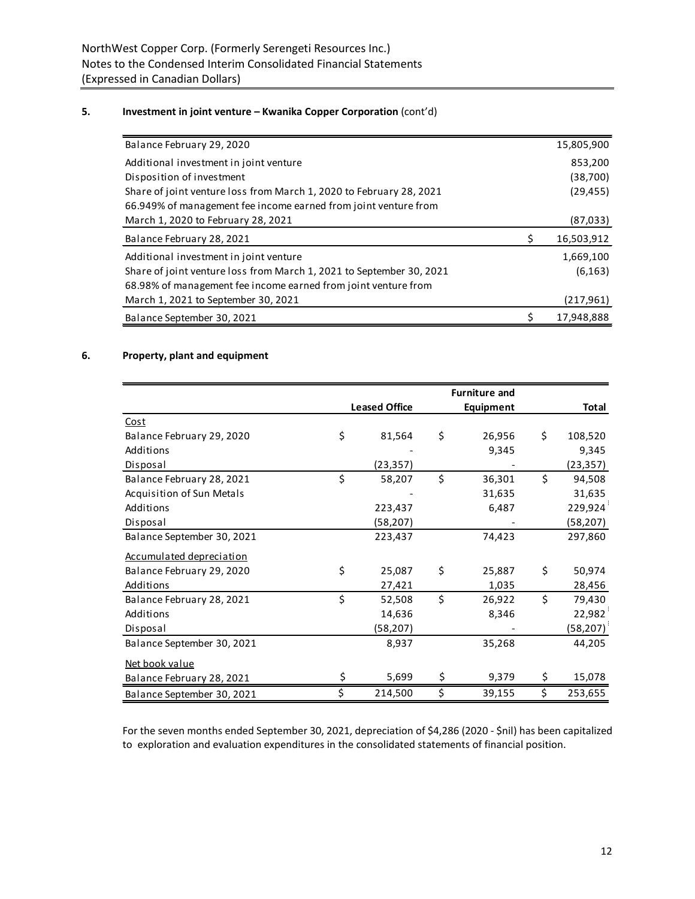## 5. Investment in joint venture – Kwanika Copper Corporation (cont'd)

| | |
|---|---|
| Balance February 29, 2020 | 15,805,900 |
| Additional investment in joint venture | 853,200 |
| Disposition of investment | (38,700) |
| Share of joint venture loss from March 1, 2020 to February 28, 2021 | (29,455) |
| 66.949% of management fee income earned from joint venture from March 1, 2020 to February 28, 2021 | (87,033) |
| Balance February 28, 2021 | $ 16,503,912 |
| Additional investment in joint venture | 1,669,100 |
| Share of joint venture loss from March 1, 2021 to September 30, 2021 | (6,163) |
| 68.98% of management fee income earned from joint venture from March 1, 2021 to September 30, 2021 | (217,961) |
| Balance September 30, 2021 | $ 17,948,888 |

## 6. Property, plant and equipment

| | Leased Office | Furniture and Equipment | Total |
|---|---|---|---|
| Cost | | | |
| Balance February 29, 2020 | $ 81,564 | $ 26,956 | $ 108,520 |
| Additions | - | 9,345 | 9,345 |
| Disposal | (23,357) | - | (23,357) |
| Balance February 28, 2021 | $ 58,207 | $ 36,301 | $ 94,508 |
| Acquisition of Sun Metals | - | 31,635 | 31,635 |
| Additions | 223,437 | 6,487 | 229,924 |
| Disposal | (58,207) | - | (58,207) |
| Balance September 30, 2021 | 223,437 | 74,423 | 297,860 |
| Accumulated depreciation | | | |
| Balance February 29, 2020 | $ 25,087 | $ 25,887 | $ 50,974 |
| Additions | 27,421 | 1,035 | 28,456 |
| Balance February 28, 2021 | $ 52,508 | $ 26,922 | $ 79,430 |
| Additions | 14,636 | 8,346 | 22,982 |
| Disposal | (58,207) | - | (58,207) |
| Balance September 30, 2021 | 8,937 | 35,268 | 44,205 |
| Net book value | | | |
| Balance February 28, 2021 | $ 5,699 | $ 9,379 | $ 15,078 |
| Balance September 30, 2021 | $ 214,500 | $ 39,155 | $ 253,655 |

For the seven months ended September 30, 2021, depreciation of $4,286 (2020 - $nil) has been capitalized to exploration and evaluation expenditures in the consolidated statements of financial position.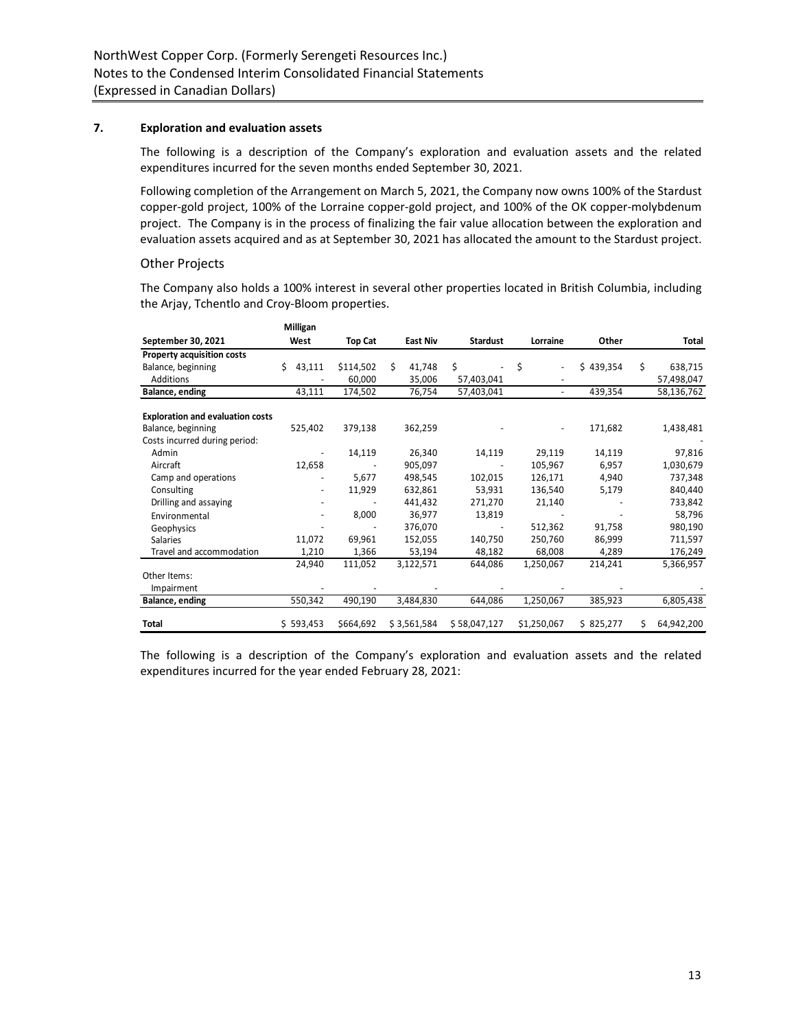## 7. Exploration and evaluation assets

The following is a description of the Company's exploration and evaluation assets and the related expenditures incurred for the seven months ended September 30, 2021.

Following completion of the Arrangement on March 5, 2021, the Company now owns 100% of the Stardust copper-gold project, 100% of the Lorraine copper-gold project, and 100% of the OK copper-molybdenum project. The Company is in the process of finalizing the fair value allocation between the exploration and evaluation assets acquired and as at September 30, 2021 has allocated the amount to the Stardust project.

### Other Projects

The Company also holds a 100% interest in several other properties located in British Columbia, including the Arjay, Tchentlo and Croy-Bloom properties.

| September 30, 2021 | Milligan West | Top Cat | East Niv | Stardust | Lorraine | Other | Total |
|---|---|---|---|---|---|---|---|
| **Property acquisition costs** | | | | | | | |
| Balance, beginning | $ 43,111 | $114,502 | $ 41,748 | $ - | $ - | $ 439,354 | $ 638,715 |
| Additions | - | 60,000 | 35,006 | 57,403,041 | - | | 57,498,047 |
| **Balance, ending** | 43,111 | 174,502 | 76,754 | 57,403,041 | - | 439,354 | 58,136,762 |
| | | | | | | | |
| **Exploration and evaluation costs** | | | | | | | |
| Balance, beginning | 525,402 | 379,138 | 362,259 | - | - | 171,682 | 1,438,481 |
| Costs incurred during period: | | | | | | | - |
| Admin | - | 14,119 | 26,340 | 14,119 | 29,119 | 14,119 | 97,816 |
| Aircraft | 12,658 | - | 905,097 | - | 105,967 | 6,957 | 1,030,679 |
| Camp and operations | - | 5,677 | 498,545 | 102,015 | 126,171 | 4,940 | 737,348 |
| Consulting | - | 11,929 | 632,861 | 53,931 | 136,540 | 5,179 | 840,440 |
| Drilling and assaying | - | - | 441,432 | 271,270 | 21,140 | - | 733,842 |
| Environmental | - | 8,000 | 36,977 | 13,819 | - | - | 58,796 |
| Geophysics | - | - | 376,070 | - | 512,362 | 91,758 | 980,190 |
| Salaries | 11,072 | 69,961 | 152,055 | 140,750 | 250,760 | 86,999 | 711,597 |
| Travel and accommodation | 1,210 | 1,366 | 53,194 | 48,182 | 68,008 | 4,289 | 176,249 |
| | 24,940 | 111,052 | 3,122,571 | 644,086 | 1,250,067 | 214,241 | 5,366,957 |
| Other Items: | | | | | | | |
| Impairment | - | - | - | - | - | - | - |
| **Balance, ending** | 550,342 | 490,190 | 3,484,830 | 644,086 | 1,250,067 | 385,923 | 6,805,438 |
| | | | | | | | |
| **Total** | $ 593,453 | $664,692 | $ 3,561,584 | $ 58,047,127 | $1,250,067 | $ 825,277 | $ 64,942,200 |

The following is a description of the Company's exploration and evaluation assets and the related expenditures incurred for the year ended February 28, 2021: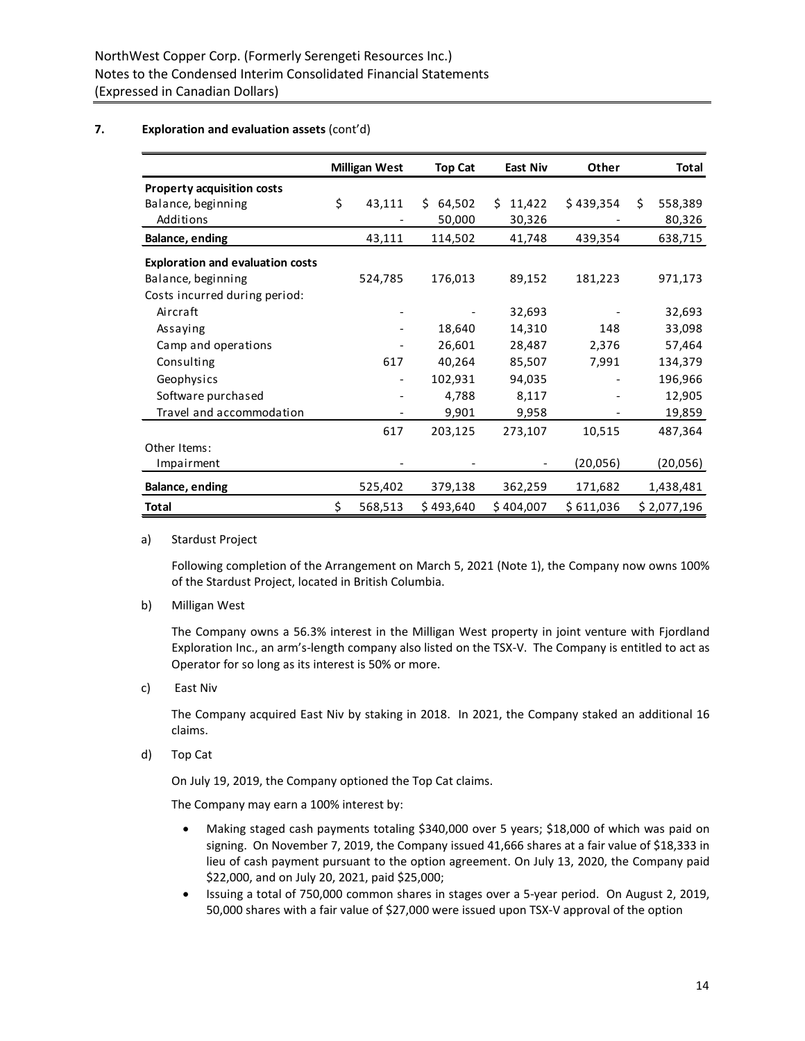## 7. Exploration and evaluation assets (cont'd)

| | Milligan West | Top Cat | East Niv | Other | Total |
|---|---|---|---|---|---|
| **Property acquisition costs** | | | | | |
| Balance, beginning | $ 43,111 | $ 64,502 | $ 11,422 | $ 439,354 | $ 558,389 |
| Additions | - | 50,000 | 30,326 | - | 80,326 |
| **Balance, ending** | 43,111 | 114,502 | 41,748 | 439,354 | 638,715 |
| **Exploration and evaluation costs** | | | | | |
| Balance, beginning | 524,785 | 176,013 | 89,152 | 181,223 | 971,173 |
| Costs incurred during period: | | | | | |
| Aircraft | - | - | 32,693 | - | 32,693 |
| Assaying | - | 18,640 | 14,310 | 148 | 33,098 |
| Camp and operations | - | 26,601 | 28,487 | 2,376 | 57,464 |
| Consulting | 617 | 40,264 | 85,507 | 7,991 | 134,379 |
| Geophysics | - | 102,931 | 94,035 | - | 196,966 |
| Software purchased | - | 4,788 | 8,117 | - | 12,905 |
| Travel and accommodation | - | 9,901 | 9,958 | - | 19,859 |
| | 617 | 203,125 | 273,107 | 10,515 | 487,364 |
| Other Items: | | | | | |
| Impairment | - | - | - | (20,056) | (20,056) |
| **Balance, ending** | 525,402 | 379,138 | 362,259 | 171,682 | 1,438,481 |
| **Total** | $ 568,513 | $ 493,640 | $ 404,007 | $ 611,036 | $ 2,077,196 |

a) Stardust Project

Following completion of the Arrangement on March 5, 2021 (Note 1), the Company now owns 100% of the Stardust Project, located in British Columbia.

b) Milligan West

The Company owns a 56.3% interest in the Milligan West property in joint venture with Fjordland Exploration Inc., an arm's-length company also listed on the TSX-V. The Company is entitled to act as Operator for so long as its interest is 50% or more.

c) East Niv

The Company acquired East Niv by staking in 2018. In 2021, the Company staked an additional 16 claims.

d) Top Cat

On July 19, 2019, the Company optioned the Top Cat claims.

The Company may earn a 100% interest by:

- Making staged cash payments totaling $340,000 over 5 years; $18,000 of which was paid on signing. On November 7, 2019, the Company issued 41,666 shares at a fair value of $18,333 in lieu of cash payment pursuant to the option agreement. On July 13, 2020, the Company paid $22,000, and on July 20, 2021, paid $25,000;
- Issuing a total of 750,000 common shares in stages over a 5-year period. On August 2, 2019, 50,000 shares with a fair value of $27,000 were issued upon TSX-V approval of the option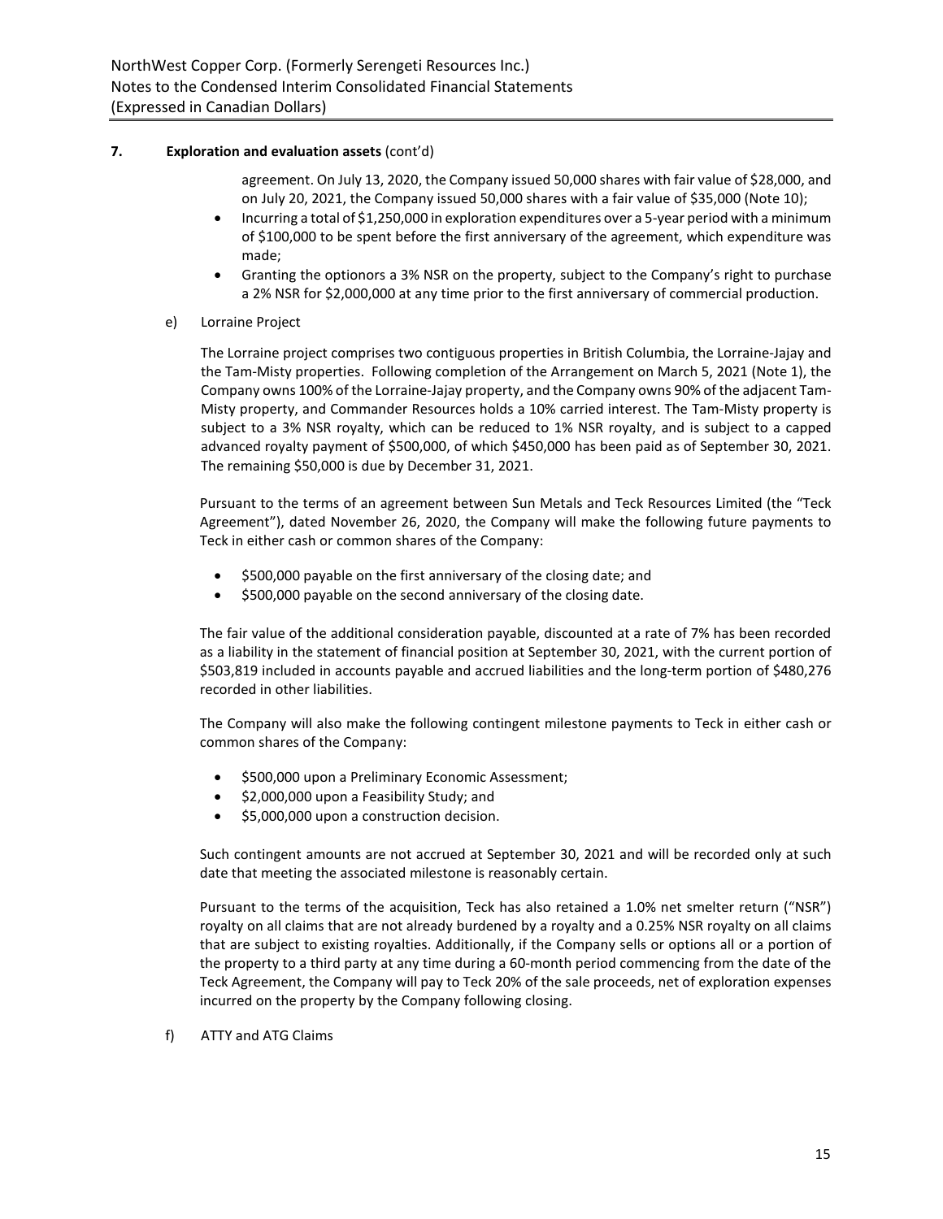## 7. Exploration and evaluation assets (cont'd)

agreement. On July 13, 2020, the Company issued 50,000 shares with fair value of $28,000, and on July 20, 2021, the Company issued 50,000 shares with a fair value of $35,000 (Note 10);

- Incurring a total of $1,250,000 in exploration expenditures over a 5-year period with a minimum of $100,000 to be spent before the first anniversary of the agreement, which expenditure was made;
- Granting the optionors a 3% NSR on the property, subject to the Company's right to purchase a 2% NSR for $2,000,000 at any time prior to the first anniversary of commercial production.

e) Lorraine Project

The Lorraine project comprises two contiguous properties in British Columbia, the Lorraine-Jajay and the Tam-Misty properties. Following completion of the Arrangement on March 5, 2021 (Note 1), the Company owns 100% of the Lorraine-Jajay property, and the Company owns 90% of the adjacent Tam-Misty property, and Commander Resources holds a 10% carried interest. The Tam-Misty property is subject to a 3% NSR royalty, which can be reduced to 1% NSR royalty, and is subject to a capped advanced royalty payment of $500,000, of which $450,000 has been paid as of September 30, 2021. The remaining $50,000 is due by December 31, 2021.

Pursuant to the terms of an agreement between Sun Metals and Teck Resources Limited (the "Teck Agreement"), dated November 26, 2020, the Company will make the following future payments to Teck in either cash or common shares of the Company:

- $500,000 payable on the first anniversary of the closing date; and
- $500,000 payable on the second anniversary of the closing date.

The fair value of the additional consideration payable, discounted at a rate of 7% has been recorded as a liability in the statement of financial position at September 30, 2021, with the current portion of $503,819 included in accounts payable and accrued liabilities and the long-term portion of $480,276 recorded in other liabilities.

The Company will also make the following contingent milestone payments to Teck in either cash or common shares of the Company:

- $500,000 upon a Preliminary Economic Assessment;
- $2,000,000 upon a Feasibility Study; and
- $5,000,000 upon a construction decision.

Such contingent amounts are not accrued at September 30, 2021 and will be recorded only at such date that meeting the associated milestone is reasonably certain.

Pursuant to the terms of the acquisition, Teck has also retained a 1.0% net smelter return ("NSR") royalty on all claims that are not already burdened by a royalty and a 0.25% NSR royalty on all claims that are subject to existing royalties. Additionally, if the Company sells or options all or a portion of the property to a third party at any time during a 60-month period commencing from the date of the Teck Agreement, the Company will pay to Teck 20% of the sale proceeds, net of exploration expenses incurred on the property by the Company following closing.

f) ATTY and ATG Claims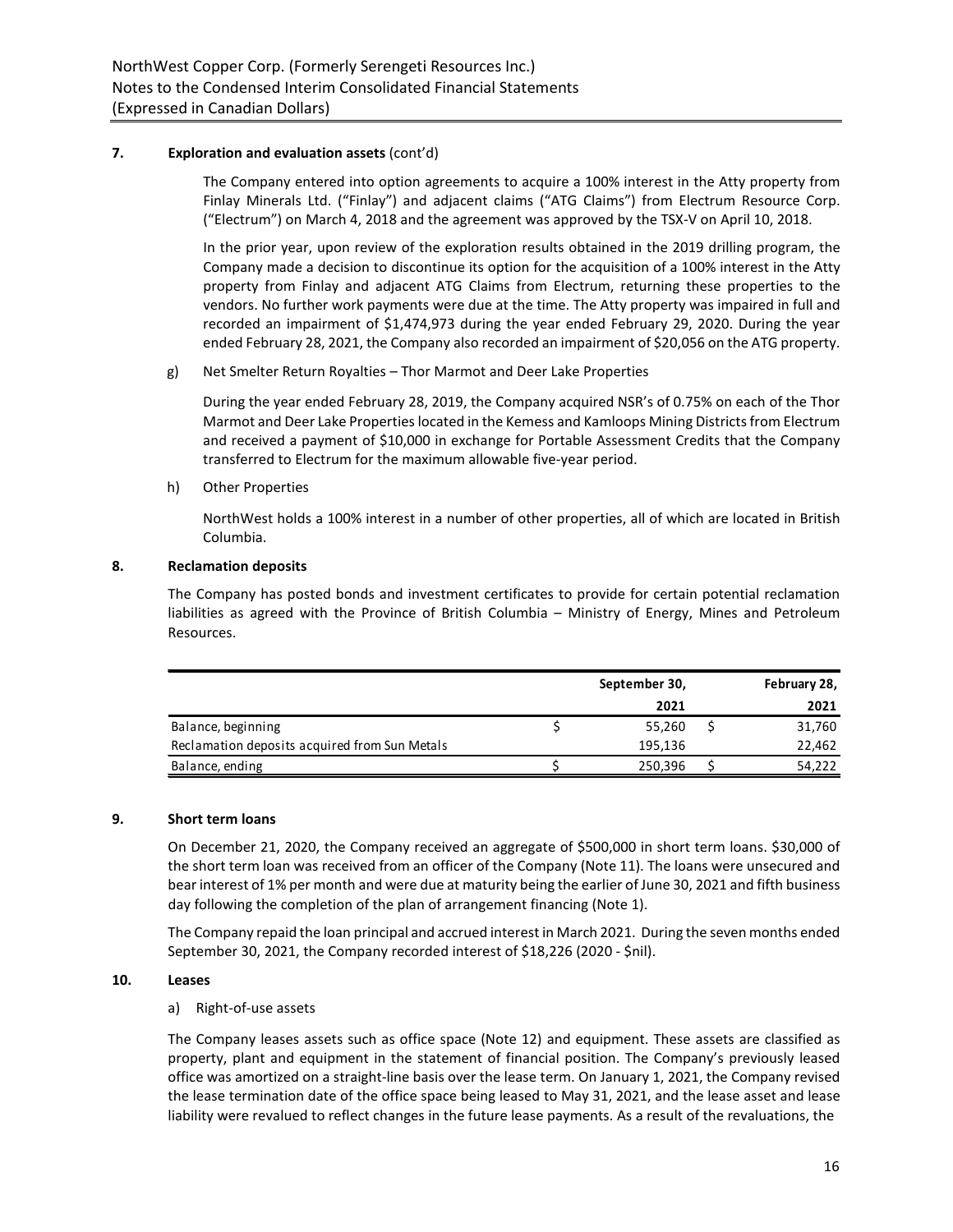**7. Exploration and evaluation assets** (cont'd)

The Company entered into option agreements to acquire a 100% interest in the Atty property from Finlay Minerals Ltd. ("Finlay") and adjacent claims ("ATG Claims") from Electrum Resource Corp. ("Electrum") on March 4, 2018 and the agreement was approved by the TSX-V on April 10, 2018.

In the prior year, upon review of the exploration results obtained in the 2019 drilling program, the Company made a decision to discontinue its option for the acquisition of a 100% interest in the Atty property from Finlay and adjacent ATG Claims from Electrum, returning these properties to the vendors. No further work payments were due at the time. The Atty property was impaired in full and recorded an impairment of $1,474,973 during the year ended February 29, 2020. During the year ended February 28, 2021, the Company also recorded an impairment of $20,056 on the ATG property.

g) Net Smelter Return Royalties – Thor Marmot and Deer Lake Properties

During the year ended February 28, 2019, the Company acquired NSR's of 0.75% on each of the Thor Marmot and Deer Lake Properties located in the Kemess and Kamloops Mining Districts from Electrum and received a payment of $10,000 in exchange for Portable Assessment Credits that the Company transferred to Electrum for the maximum allowable five-year period.

h) Other Properties

NorthWest holds a 100% interest in a number of other properties, all of which are located in British Columbia.

**8. Reclamation deposits**

The Company has posted bonds and investment certificates to provide for certain potential reclamation liabilities as agreed with the Province of British Columbia – Ministry of Energy, Mines and Petroleum Resources.

| | September 30, 2021 | February 28, 2021 |
|---|---|---|
| Balance, beginning | $ 55,260 | $ 31,760 |
| Reclamation deposits acquired from Sun Metals | 195,136 | 22,462 |
| Balance, ending | $ 250,396 | $ 54,222 |

**9. Short term loans**

On December 21, 2020, the Company received an aggregate of $500,000 in short term loans. $30,000 of the short term loan was received from an officer of the Company (Note 11). The loans were unsecured and bear interest of 1% per month and were due at maturity being the earlier of June 30, 2021 and fifth business day following the completion of the plan of arrangement financing (Note 1).

The Company repaid the loan principal and accrued interest in March 2021. During the seven months ended September 30, 2021, the Company recorded interest of $18,226 (2020 - $nil).

**10. Leases**

a) Right-of-use assets

The Company leases assets such as office space (Note 12) and equipment. These assets are classified as property, plant and equipment in the statement of financial position. The Company's previously leased office was amortized on a straight-line basis over the lease term. On January 1, 2021, the Company revised the lease termination date of the office space being leased to May 31, 2021, and the lease asset and lease liability were revalued to reflect changes in the future lease payments. As a result of the revaluations, the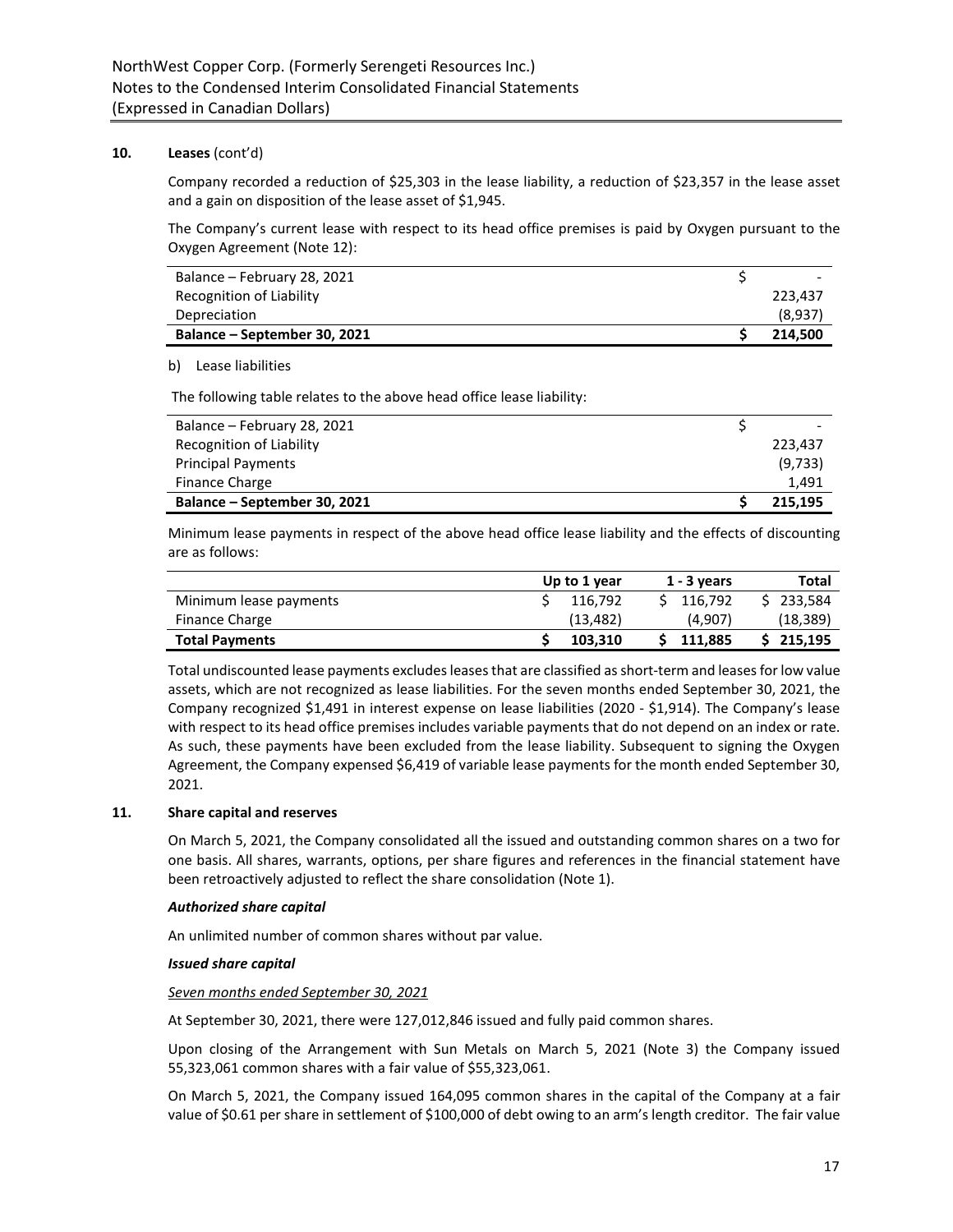## 10. Leases (cont'd)

Company recorded a reduction of $25,303 in the lease liability, a reduction of $23,357 in the lease asset and a gain on disposition of the lease asset of $1,945.

The Company's current lease with respect to its head office premises is paid by Oxygen pursuant to the Oxygen Agreement (Note 12):

| | |
|---|---|
| Balance – February 28, 2021 | $ - |
| Recognition of Liability | 223,437 |
| Depreciation | (8,937) |
| **Balance – September 30, 2021** | **$ 214,500** |

b) Lease liabilities

The following table relates to the above head office lease liability:

| | |
|---|---|
| Balance – February 28, 2021 | $ - |
| Recognition of Liability | 223,437 |
| Principal Payments | (9,733) |
| Finance Charge | 1,491 |
| **Balance – September 30, 2021** | **$ 215,195** |

Minimum lease payments in respect of the above head office lease liability and the effects of discounting are as follows:

| | Up to 1 year | 1 - 3 years | Total |
|---|---|---|---|
| Minimum lease payments | $ 116,792 | $ 116,792 | $ 233,584 |
| Finance Charge | (13,482) | (4,907) | (18,389) |
| **Total Payments** | **$ 103,310** | **$ 111,885** | **$ 215,195** |

Total undiscounted lease payments excludes leases that are classified as short-term and leases for low value assets, which are not recognized as lease liabilities. For the seven months ended September 30, 2021, the Company recognized $1,491 in interest expense on lease liabilities (2020 - $1,914). The Company's lease with respect to its head office premises includes variable payments that do not depend on an index or rate. As such, these payments have been excluded from the lease liability. Subsequent to signing the Oxygen Agreement, the Company expensed $6,419 of variable lease payments for the month ended September 30, 2021.

## 11. Share capital and reserves

On March 5, 2021, the Company consolidated all the issued and outstanding common shares on a two for one basis. All shares, warrants, options, per share figures and references in the financial statement have been retroactively adjusted to reflect the share consolidation (Note 1).

***Authorized share capital***

An unlimited number of common shares without par value.

***Issued share capital***

*Seven months ended September 30, 2021*

At September 30, 2021, there were 127,012,846 issued and fully paid common shares.

Upon closing of the Arrangement with Sun Metals on March 5, 2021 (Note 3) the Company issued 55,323,061 common shares with a fair value of $55,323,061.

On March 5, 2021, the Company issued 164,095 common shares in the capital of the Company at a fair value of $0.61 per share in settlement of $100,000 of debt owing to an arm's length creditor. The fair value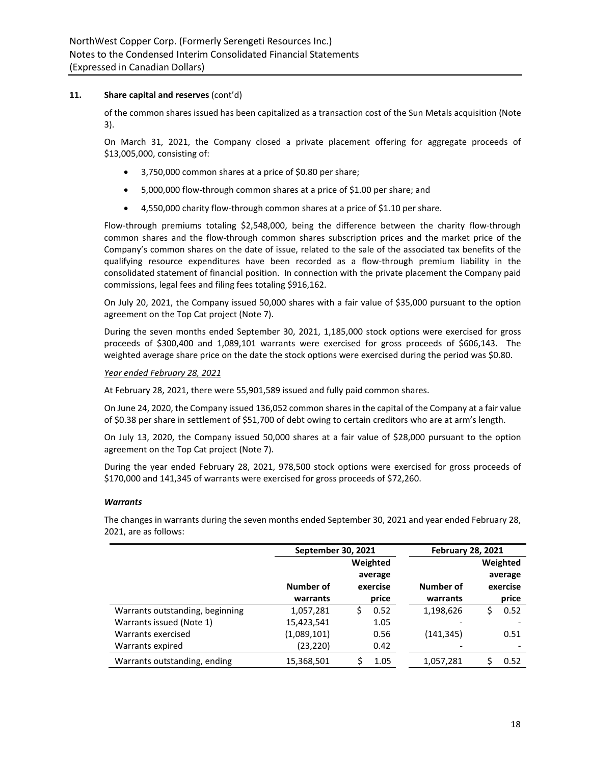## 11. Share capital and reserves (cont'd)

of the common shares issued has been capitalized as a transaction cost of the Sun Metals acquisition (Note 3).

On March 31, 2021, the Company closed a private placement offering for aggregate proceeds of $13,005,000, consisting of:

- 3,750,000 common shares at a price of $0.80 per share;
- 5,000,000 flow-through common shares at a price of $1.00 per share; and
- 4,550,000 charity flow-through common shares at a price of $1.10 per share.

Flow-through premiums totaling $2,548,000, being the difference between the charity flow-through common shares and the flow-through common shares subscription prices and the market price of the Company's common shares on the date of issue, related to the sale of the associated tax benefits of the qualifying resource expenditures have been recorded as a flow-through premium liability in the consolidated statement of financial position. In connection with the private placement the Company paid commissions, legal fees and filing fees totaling $916,162.

On July 20, 2021, the Company issued 50,000 shares with a fair value of $35,000 pursuant to the option agreement on the Top Cat project (Note 7).

During the seven months ended September 30, 2021, 1,185,000 stock options were exercised for gross proceeds of $300,400 and 1,089,101 warrants were exercised for gross proceeds of $606,143. The weighted average share price on the date the stock options were exercised during the period was $0.80.

*Year ended February 28, 2021*

At February 28, 2021, there were 55,901,589 issued and fully paid common shares.

On June 24, 2020, the Company issued 136,052 common shares in the capital of the Company at a fair value of $0.38 per share in settlement of $51,700 of debt owing to certain creditors who are at arm's length.

On July 13, 2020, the Company issued 50,000 shares at a fair value of $28,000 pursuant to the option agreement on the Top Cat project (Note 7).

During the year ended February 28, 2021, 978,500 stock options were exercised for gross proceeds of $170,000 and 141,345 of warrants were exercised for gross proceeds of $72,260.

***Warrants***

The changes in warrants during the seven months ended September 30, 2021 and year ended February 28, 2021, are as follows:

| | September 30, 2021 | | February 28, 2021 | |
|---|---|---|---|---|
| | Number of warrants | Weighted average exercise price | Number of warrants | Weighted average exercise price |
| Warrants outstanding, beginning | 1,057,281 | $ 0.52 | 1,198,626 | $ 0.52 |
| Warrants issued (Note 1) | 15,423,541 | 1.05 | - | - |
| Warrants exercised | (1,089,101) | 0.56 | (141,345) | 0.51 |
| Warrants expired | (23,220) | 0.42 | - | - |
| Warrants outstanding, ending | 15,368,501 | $ 1.05 | 1,057,281 | $ 0.52 |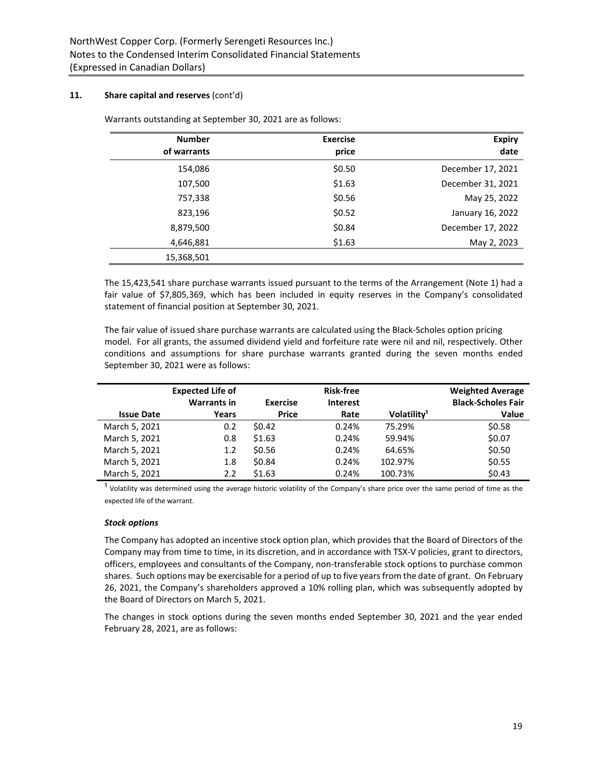**11. Share capital and reserves** (cont'd)

Warrants outstanding at September 30, 2021 are as follows:

| Number of warrants | Exercise price | Expiry date |
|---|---|---|
| 154,086 | $0.50 | December 17, 2021 |
| 107,500 | $1.63 | December 31, 2021 |
| 757,338 | $0.56 | May 25, 2022 |
| 823,196 | $0.52 | January 16, 2022 |
| 8,879,500 | $0.84 | December 17, 2022 |
| 4,646,881 | $1.63 | May 2, 2023 |
| 15,368,501 | | |

The 15,423,541 share purchase warrants issued pursuant to the terms of the Arrangement (Note 1) had a fair value of $7,805,369, which has been included in equity reserves in the Company's consolidated statement of financial position at September 30, 2021.

The fair value of issued share purchase warrants are calculated using the Black-Scholes option pricing model. For all grants, the assumed dividend yield and forfeiture rate were nil and nil, respectively. Other conditions and assumptions for share purchase warrants granted during the seven months ended September 30, 2021 were as follows:

| Issue Date | Expected Life of Warrants in Years | Exercise Price | Risk-free Interest Rate | Volatility[1] | Weighted Average Black-Scholes Fair Value |
|---|---|---|---|---|---|
| March 5, 2021 | 0.2 | $0.42 | 0.24% | 75.29% | $0.58 |
| March 5, 2021 | 0.8 | $1.63 | 0.24% | 59.94% | $0.07 |
| March 5, 2021 | 1.2 | $0.56 | 0.24% | 64.65% | $0.50 |
| March 5, 2021 | 1.8 | $0.84 | 0.24% | 102.97% | $0.55 |
| March 5, 2021 | 2.2 | $1.63 | 0.24% | 100.73% | $0.43 |

[1] Volatility was determined using the average historic volatility of the Company's share price over the same period of time as the expected life of the warrant.

***Stock options***

The Company has adopted an incentive stock option plan, which provides that the Board of Directors of the Company may from time to time, in its discretion, and in accordance with TSX-V policies, grant to directors, officers, employees and consultants of the Company, non-transferable stock options to purchase common shares. Such options may be exercisable for a period of up to five years from the date of grant. On February 26, 2021, the Company's shareholders approved a 10% rolling plan, which was subsequently adopted by the Board of Directors on March 5, 2021.

The changes in stock options during the seven months ended September 30, 2021 and the year ended February 28, 2021, are as follows: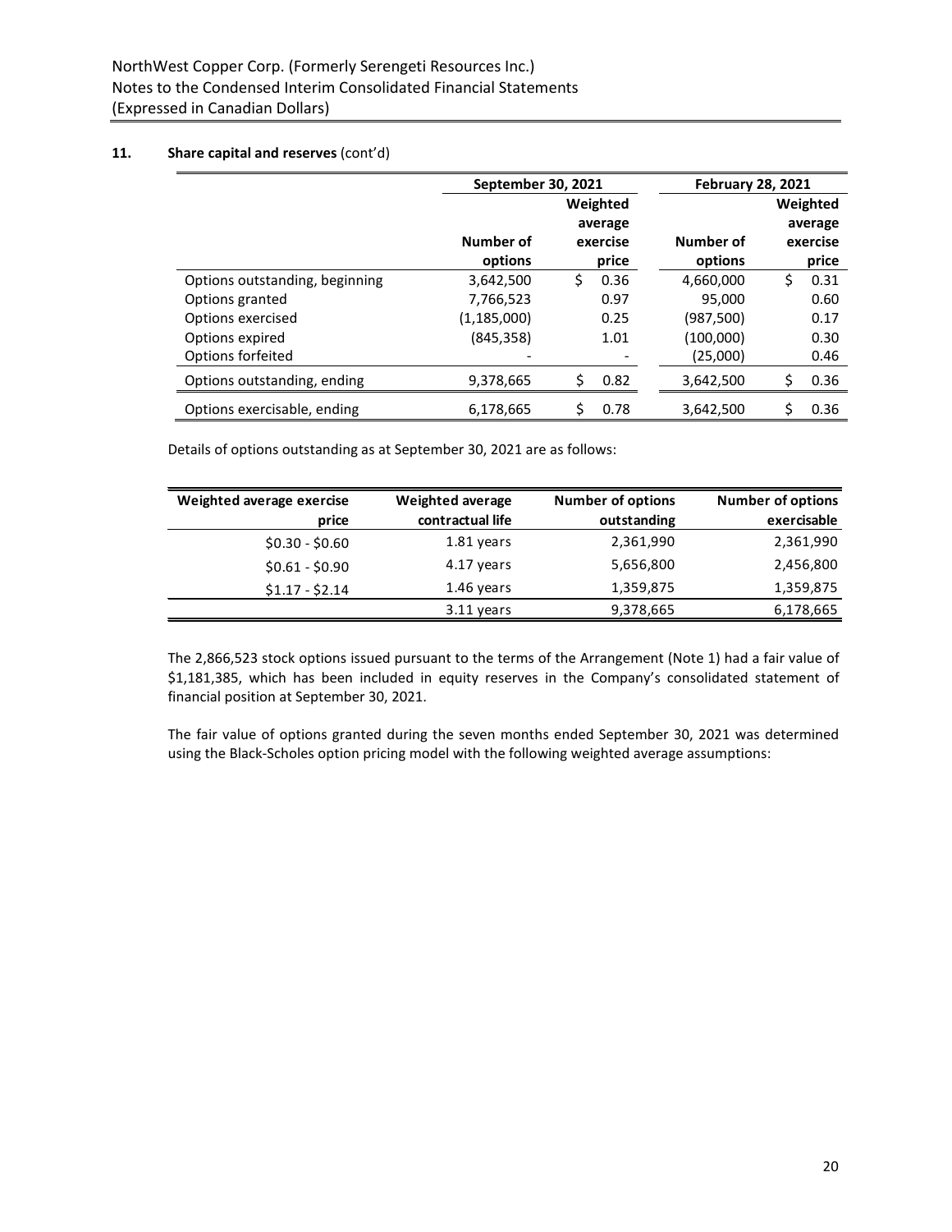### 11. Share capital and reserves (cont'd)

| | September 30, 2021 | | February 28, 2021 | |
|---|---|---|---|---|
| | Number of options | Weighted average exercise price | Number of options | Weighted average exercise price |
| Options outstanding, beginning | 3,642,500 | $ 0.36 | 4,660,000 | $ 0.31 |
| Options granted | 7,766,523 | 0.97 | 95,000 | 0.60 |
| Options exercised | (1,185,000) | 0.25 | (987,500) | 0.17 |
| Options expired | (845,358) | 1.01 | (100,000) | 0.30 |
| Options forfeited | - | - | (25,000) | 0.46 |
| Options outstanding, ending | 9,378,665 | $ 0.82 | 3,642,500 | $ 0.36 |
| Options exercisable, ending | 6,178,665 | $ 0.78 | 3,642,500 | $ 0.36 |

Details of options outstanding as at September 30, 2021 are as follows:

| Weighted average exercise price | Weighted average contractual life | Number of options outstanding | Number of options exercisable |
|---|---|---|---|
| $0.30 - $0.60 | 1.81 years | 2,361,990 | 2,361,990 |
| $0.61 - $0.90 | 4.17 years | 5,656,800 | 2,456,800 |
| $1.17 - $2.14 | 1.46 years | 1,359,875 | 1,359,875 |
| | 3.11 years | 9,378,665 | 6,178,665 |

The 2,866,523 stock options issued pursuant to the terms of the Arrangement (Note 1) had a fair value of $1,181,385, which has been included in equity reserves in the Company's consolidated statement of financial position at September 30, 2021.

The fair value of options granted during the seven months ended September 30, 2021 was determined using the Black-Scholes option pricing model with the following weighted average assumptions: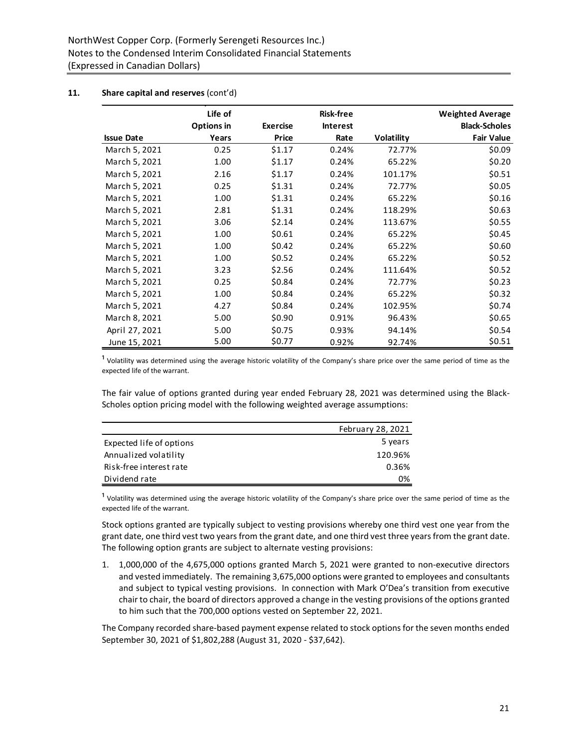NorthWest Copper Corp. (Formerly Serengeti Resources Inc.)
Notes to the Condensed Interim Consolidated Financial Statements
(Expressed in Canadian Dollars)

## 11. Share capital and reserves (cont'd)

| Issue Date | Life of Options in Years | Exercise Price | Risk-free Interest Rate | Volatility | Weighted Average Black-Scholes Fair Value |
|---|---|---|---|---|---|
| March 5, 2021 | 0.25 | $1.17 | 0.24% | 72.77% | $0.09 |
| March 5, 2021 | 1.00 | $1.17 | 0.24% | 65.22% | $0.20 |
| March 5, 2021 | 2.16 | $1.17 | 0.24% | 101.17% | $0.51 |
| March 5, 2021 | 0.25 | $1.31 | 0.24% | 72.77% | $0.05 |
| March 5, 2021 | 1.00 | $1.31 | 0.24% | 65.22% | $0.16 |
| March 5, 2021 | 2.81 | $1.31 | 0.24% | 118.29% | $0.63 |
| March 5, 2021 | 3.06 | $2.14 | 0.24% | 113.67% | $0.55 |
| March 5, 2021 | 1.00 | $0.61 | 0.24% | 65.22% | $0.45 |
| March 5, 2021 | 1.00 | $0.42 | 0.24% | 65.22% | $0.60 |
| March 5, 2021 | 1.00 | $0.52 | 0.24% | 65.22% | $0.52 |
| March 5, 2021 | 3.23 | $2.56 | 0.24% | 111.64% | $0.52 |
| March 5, 2021 | 0.25 | $0.84 | 0.24% | 72.77% | $0.23 |
| March 5, 2021 | 1.00 | $0.84 | 0.24% | 65.22% | $0.32 |
| March 5, 2021 | 4.27 | $0.84 | 0.24% | 102.95% | $0.74 |
| March 8, 2021 | 5.00 | $0.90 | 0.91% | 96.43% | $0.65 |
| April 27, 2021 | 5.00 | $0.75 | 0.93% | 94.14% | $0.54 |
| June 15, 2021 | 5.00 | $0.77 | 0.92% | 92.74% | $0.51 |

[1] Volatility was determined using the average historic volatility of the Company's share price over the same period of time as the expected life of the warrant.

The fair value of options granted during year ended February 28, 2021 was determined using the Black-Scholes option pricing model with the following weighted average assumptions:

| | February 28, 2021 |
|---|---|
| Expected life of options | 5 years |
| Annualized volatility | 120.96% |
| Risk-free interest rate | 0.36% |
| Dividend rate | 0% |

[1] Volatility was determined using the average historic volatility of the Company's share price over the same period of time as the expected life of the warrant.

Stock options granted are typically subject to vesting provisions whereby one third vest one year from the grant date, one third vest two years from the grant date, and one third vest three years from the grant date. The following option grants are subject to alternate vesting provisions:

1. 1,000,000 of the 4,675,000 options granted March 5, 2021 were granted to non-executive directors and vested immediately. The remaining 3,675,000 options were granted to employees and consultants and subject to typical vesting provisions. In connection with Mark O'Dea's transition from executive chair to chair, the board of directors approved a change in the vesting provisions of the options granted to him such that the 700,000 options vested on September 22, 2021.

The Company recorded share-based payment expense related to stock options for the seven months ended September 30, 2021 of $1,802,288 (August 31, 2020 - $37,642).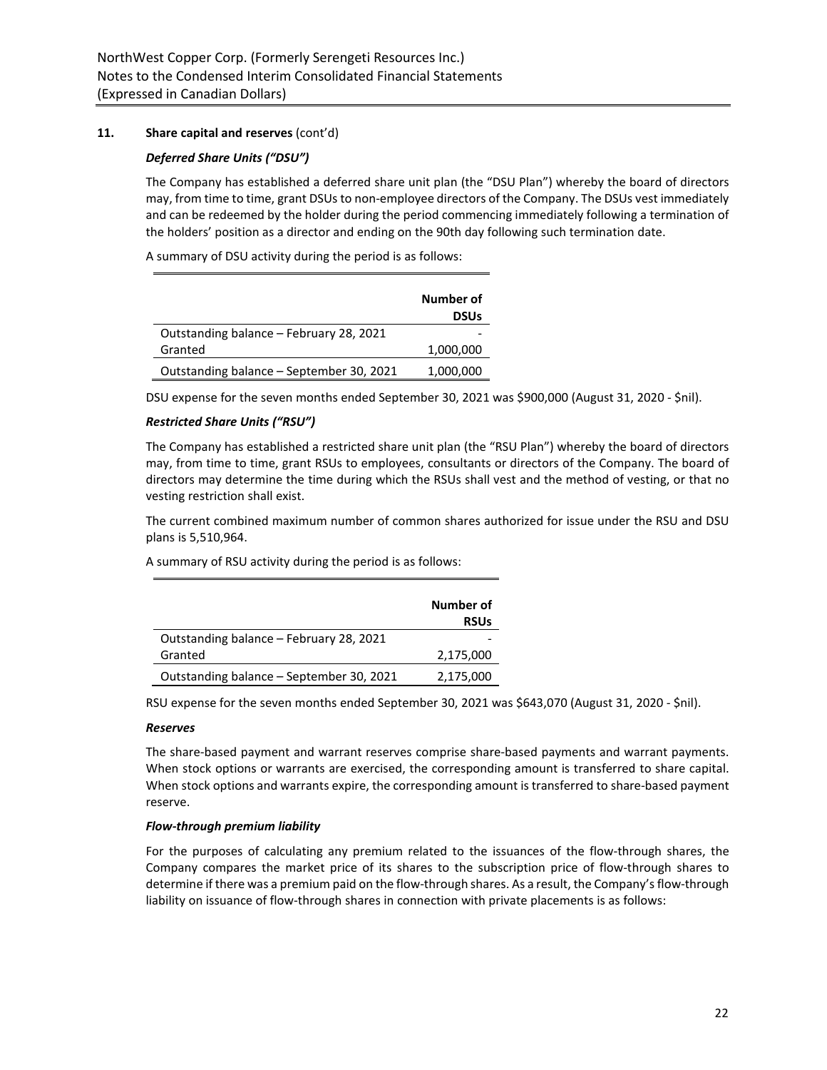## 11. Share capital and reserves (cont'd)

### *Deferred Share Units ("DSU")*

The Company has established a deferred share unit plan (the "DSU Plan") whereby the board of directors may, from time to time, grant DSUs to non-employee directors of the Company. The DSUs vest immediately and can be redeemed by the holder during the period commencing immediately following a termination of the holders' position as a director and ending on the 90th day following such termination date.

A summary of DSU activity during the period is as follows:

| | Number of DSUs |
|---|---|
| Outstanding balance – February 28, 2021 | - |
| Granted | 1,000,000 |
| Outstanding balance – September 30, 2021 | 1,000,000 |

DSU expense for the seven months ended September 30, 2021 was $900,000 (August 31, 2020 - $nil).

### *Restricted Share Units ("RSU")*

The Company has established a restricted share unit plan (the "RSU Plan") whereby the board of directors may, from time to time, grant RSUs to employees, consultants or directors of the Company. The board of directors may determine the time during which the RSUs shall vest and the method of vesting, or that no vesting restriction shall exist.

The current combined maximum number of common shares authorized for issue under the RSU and DSU plans is 5,510,964.

A summary of RSU activity during the period is as follows:

| | Number of RSUs |
|---|---|
| Outstanding balance – February 28, 2021 | - |
| Granted | 2,175,000 |
| Outstanding balance – September 30, 2021 | 2,175,000 |

RSU expense for the seven months ended September 30, 2021 was $643,070 (August 31, 2020 - $nil).

### *Reserves*

The share-based payment and warrant reserves comprise share-based payments and warrant payments. When stock options or warrants are exercised, the corresponding amount is transferred to share capital. When stock options and warrants expire, the corresponding amount is transferred to share-based payment reserve.

### *Flow-through premium liability*

For the purposes of calculating any premium related to the issuances of the flow-through shares, the Company compares the market price of its shares to the subscription price of flow-through shares to determine if there was a premium paid on the flow-through shares. As a result, the Company's flow-through liability on issuance of flow-through shares in connection with private placements is as follows: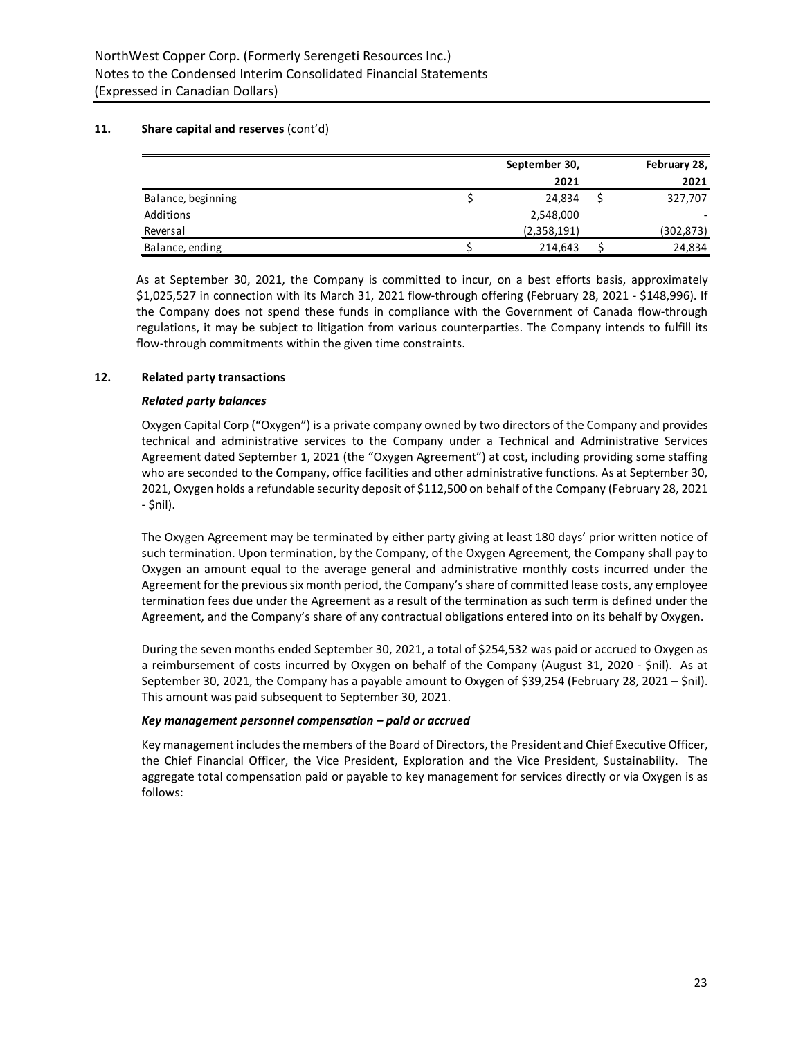## 11. Share capital and reserves (cont'd)

| | September 30, 2021 | February 28, 2021 |
|---|---|---|
| Balance, beginning | $ 24,834 | $ 327,707 |
| Additions | 2,548,000 | - |
| Reversal | (2,358,191) | (302,873) |
| Balance, ending | $ 214,643 | $ 24,834 |

As at September 30, 2021, the Company is committed to incur, on a best efforts basis, approximately $1,025,527 in connection with its March 31, 2021 flow-through offering (February 28, 2021 - $148,996). If the Company does not spend these funds in compliance with the Government of Canada flow-through regulations, it may be subject to litigation from various counterparties. The Company intends to fulfill its flow-through commitments within the given time constraints.

## 12. Related party transactions

### *Related party balances*

Oxygen Capital Corp ("Oxygen") is a private company owned by two directors of the Company and provides technical and administrative services to the Company under a Technical and Administrative Services Agreement dated September 1, 2021 (the "Oxygen Agreement") at cost, including providing some staffing who are seconded to the Company, office facilities and other administrative functions. As at September 30, 2021, Oxygen holds a refundable security deposit of $112,500 on behalf of the Company (February 28, 2021 - $nil).

The Oxygen Agreement may be terminated by either party giving at least 180 days' prior written notice of such termination. Upon termination, by the Company, of the Oxygen Agreement, the Company shall pay to Oxygen an amount equal to the average general and administrative monthly costs incurred under the Agreement for the previous six month period, the Company's share of committed lease costs, any employee termination fees due under the Agreement as a result of the termination as such term is defined under the Agreement, and the Company's share of any contractual obligations entered into on its behalf by Oxygen.

During the seven months ended September 30, 2021, a total of $254,532 was paid or accrued to Oxygen as a reimbursement of costs incurred by Oxygen on behalf of the Company (August 31, 2020 - $nil). As at September 30, 2021, the Company has a payable amount to Oxygen of $39,254 (February 28, 2021 – $nil). This amount was paid subsequent to September 30, 2021.

### *Key management personnel compensation – paid or accrued*

Key management includes the members of the Board of Directors, the President and Chief Executive Officer, the Chief Financial Officer, the Vice President, Exploration and the Vice President, Sustainability. The aggregate total compensation paid or payable to key management for services directly or via Oxygen is as follows: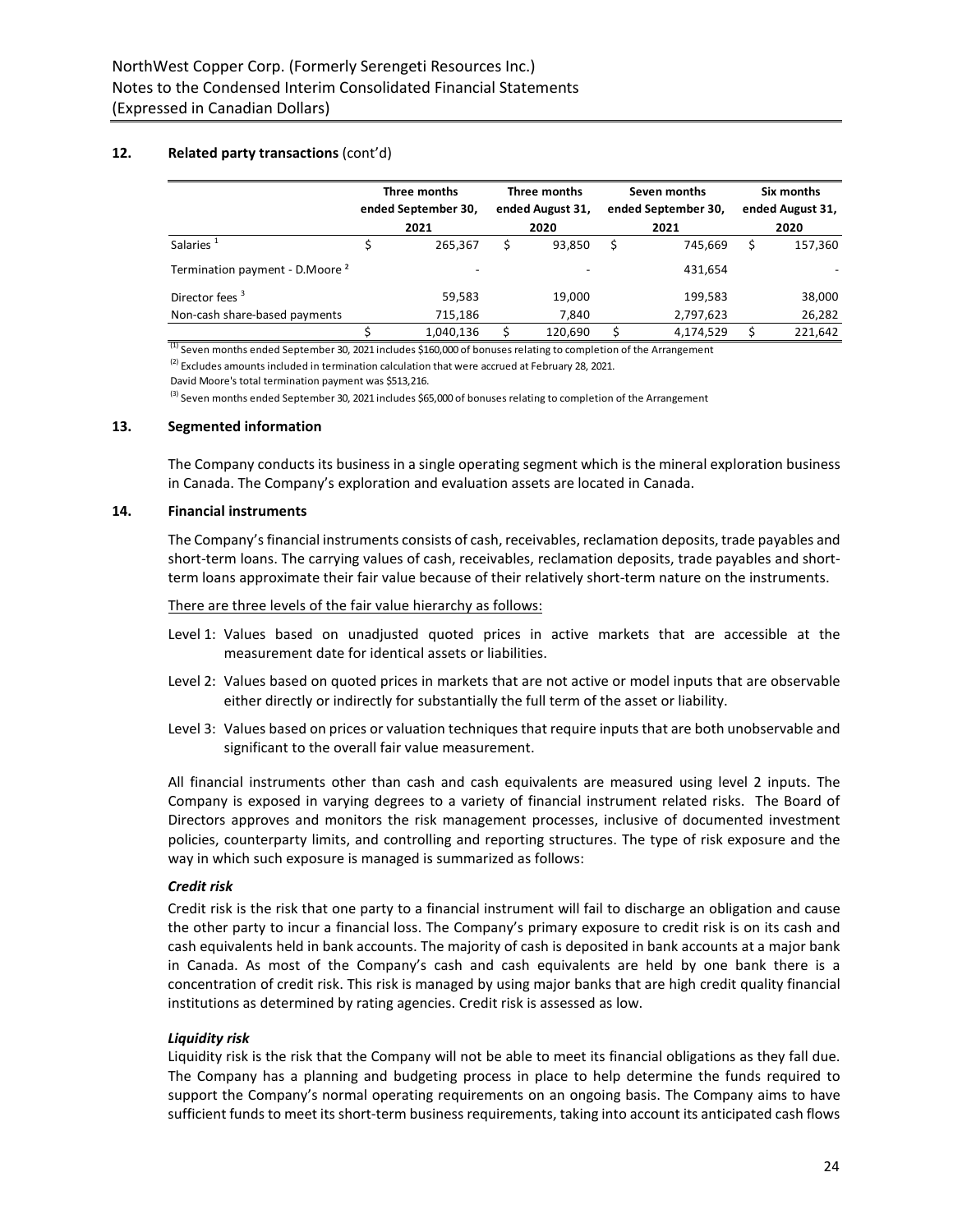## 12. Related party transactions (cont'd)

| | Three months ended September 30, 2021 | Three months ended August 31, 2020 | Seven months ended September 30, 2021 | Six months ended August 31, 2020 |
|---|---|---|---|---|
| Salaries [1] | $ 265,367 | $ 93,850 | $ 745,669 | $ 157,360 |
| Termination payment - D.Moore [2] | - | - | 431,654 | - |
| Director fees [3] | 59,583 | 19,000 | 199,583 | 38,000 |
| Non-cash share-based payments | 715,186 | 7,840 | 2,797,623 | 26,282 |
| | $ 1,040,136 | $ 120,690 | $ 4,174,529 | $ 221,642 |

[(1)] Seven months ended September 30, 2021 includes $160,000 of bonuses relating to completion of the Arrangement

[(2)] Excludes amounts included in termination calculation that were accrued at February 28, 2021.

David Moore's total termination payment was $513,216.

[(3)] Seven months ended September 30, 2021 includes $65,000 of bonuses relating to completion of the Arrangement

## 13. Segmented information

The Company conducts its business in a single operating segment which is the mineral exploration business in Canada. The Company's exploration and evaluation assets are located in Canada.

## 14. Financial instruments

The Company's financial instruments consists of cash, receivables, reclamation deposits, trade payables and short-term loans. The carrying values of cash, receivables, reclamation deposits, trade payables and short-term loans approximate their fair value because of their relatively short-term nature on the instruments.

There are three levels of the fair value hierarchy as follows:

Level 1: Values based on unadjusted quoted prices in active markets that are accessible at the measurement date for identical assets or liabilities.

Level 2: Values based on quoted prices in markets that are not active or model inputs that are observable either directly or indirectly for substantially the full term of the asset or liability.

Level 3: Values based on prices or valuation techniques that require inputs that are both unobservable and significant to the overall fair value measurement.

All financial instruments other than cash and cash equivalents are measured using level 2 inputs. The Company is exposed in varying degrees to a variety of financial instrument related risks. The Board of Directors approves and monitors the risk management processes, inclusive of documented investment policies, counterparty limits, and controlling and reporting structures. The type of risk exposure and the way in which such exposure is managed is summarized as follows:

***Credit risk***

Credit risk is the risk that one party to a financial instrument will fail to discharge an obligation and cause the other party to incur a financial loss. The Company's primary exposure to credit risk is on its cash and cash equivalents held in bank accounts. The majority of cash is deposited in bank accounts at a major bank in Canada. As most of the Company's cash and cash equivalents are held by one bank there is a concentration of credit risk. This risk is managed by using major banks that are high credit quality financial institutions as determined by rating agencies. Credit risk is assessed as low.

***Liquidity risk***

Liquidity risk is the risk that the Company will not be able to meet its financial obligations as they fall due. The Company has a planning and budgeting process in place to help determine the funds required to support the Company's normal operating requirements on an ongoing basis. The Company aims to have sufficient funds to meet its short-term business requirements, taking into account its anticipated cash flows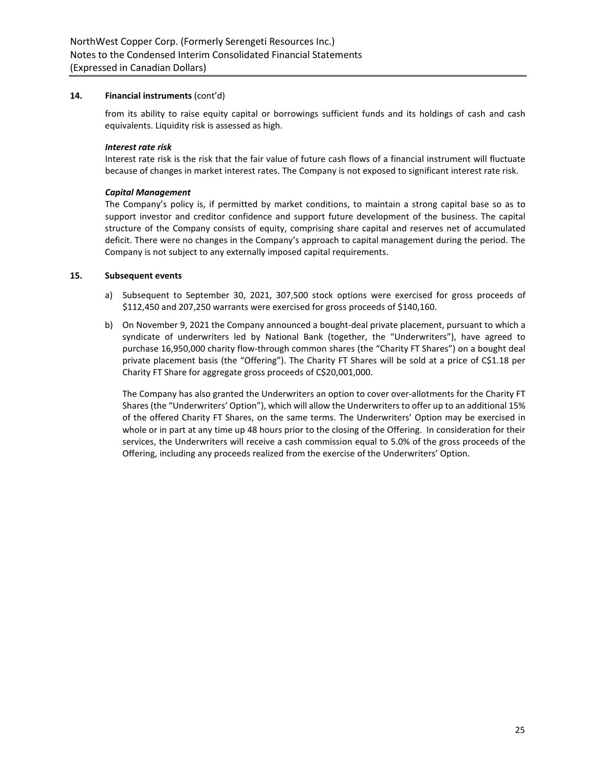**14. Financial instruments** (cont'd)

from its ability to raise equity capital or borrowings sufficient funds and its holdings of cash and cash equivalents. Liquidity risk is assessed as high.

***Interest rate risk***

Interest rate risk is the risk that the fair value of future cash flows of a financial instrument will fluctuate because of changes in market interest rates. The Company is not exposed to significant interest rate risk.

***Capital Management***

The Company's policy is, if permitted by market conditions, to maintain a strong capital base so as to support investor and creditor confidence and support future development of the business. The capital structure of the Company consists of equity, comprising share capital and reserves net of accumulated deficit. There were no changes in the Company's approach to capital management during the period. The Company is not subject to any externally imposed capital requirements.

**15. Subsequent events**

a) Subsequent to September 30, 2021, 307,500 stock options were exercised for gross proceeds of $112,450 and 207,250 warrants were exercised for gross proceeds of $140,160.

b) On November 9, 2021 the Company announced a bought-deal private placement, pursuant to which a syndicate of underwriters led by National Bank (together, the "Underwriters"), have agreed to purchase 16,950,000 charity flow-through common shares (the "Charity FT Shares") on a bought deal private placement basis (the "Offering"). The Charity FT Shares will be sold at a price of C$1.18 per Charity FT Share for aggregate gross proceeds of C$20,001,000.

   The Company has also granted the Underwriters an option to cover over-allotments for the Charity FT Shares (the "Underwriters' Option"), which will allow the Underwriters to offer up to an additional 15% of the offered Charity FT Shares, on the same terms. The Underwriters' Option may be exercised in whole or in part at any time up 48 hours prior to the closing of the Offering. In consideration for their services, the Underwriters will receive a cash commission equal to 5.0% of the gross proceeds of the Offering, including any proceeds realized from the exercise of the Underwriters' Option.